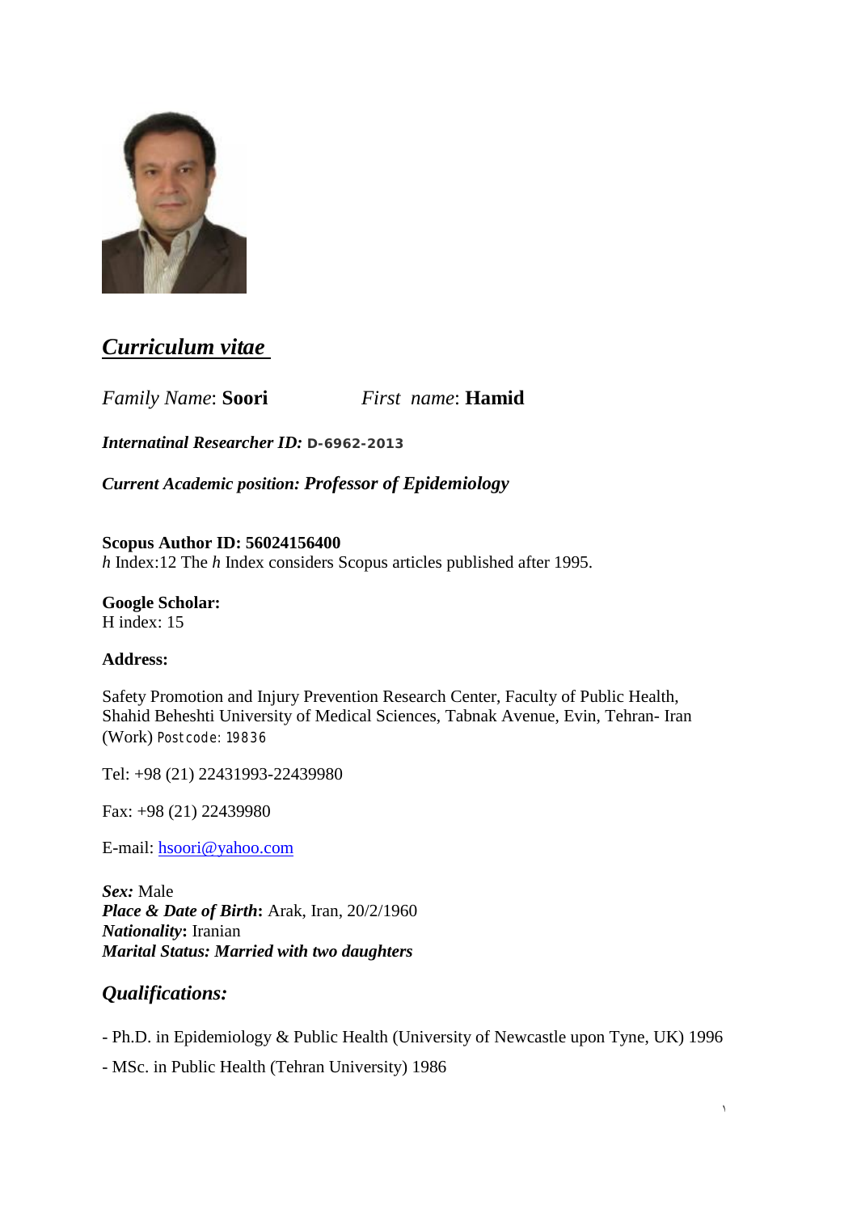## *Curriculum vitae*

*Family Name*: **Soori** *First name*: **Hamid**

***Internatinal Researcher ID:*** **D-6962-2013**

***Current Academic position: Professor of Epidemiology***

**Scopus Author ID: 56024156400**
*h* Index:12 The *h* Index considers Scopus articles published after 1995.

**Google Scholar:**
H index: 15

**Address:**

Safety Promotion and Injury Prevention Research Center, Faculty of Public Health, Shahid Beheshti University of Medical Sciences, Tabnak Avenue, Evin, Tehran- Iran (Work) Postcode: 19836

Tel: +98 (21) 22431993-22439980

Fax: +98 (21) 22439980

E-mail: hsoori@yahoo.com

***Sex:*** Male
***Place & Date of Birth*:** Arak, Iran, 20/2/1960
***Nationality*:** Iranian
***Marital Status: Married with two daughters***

## *Qualifications:*

- Ph.D. in Epidemiology & Public Health (University of Newcastle upon Tyne, UK) 1996
- MSc. in Public Health (Tehran University) 1986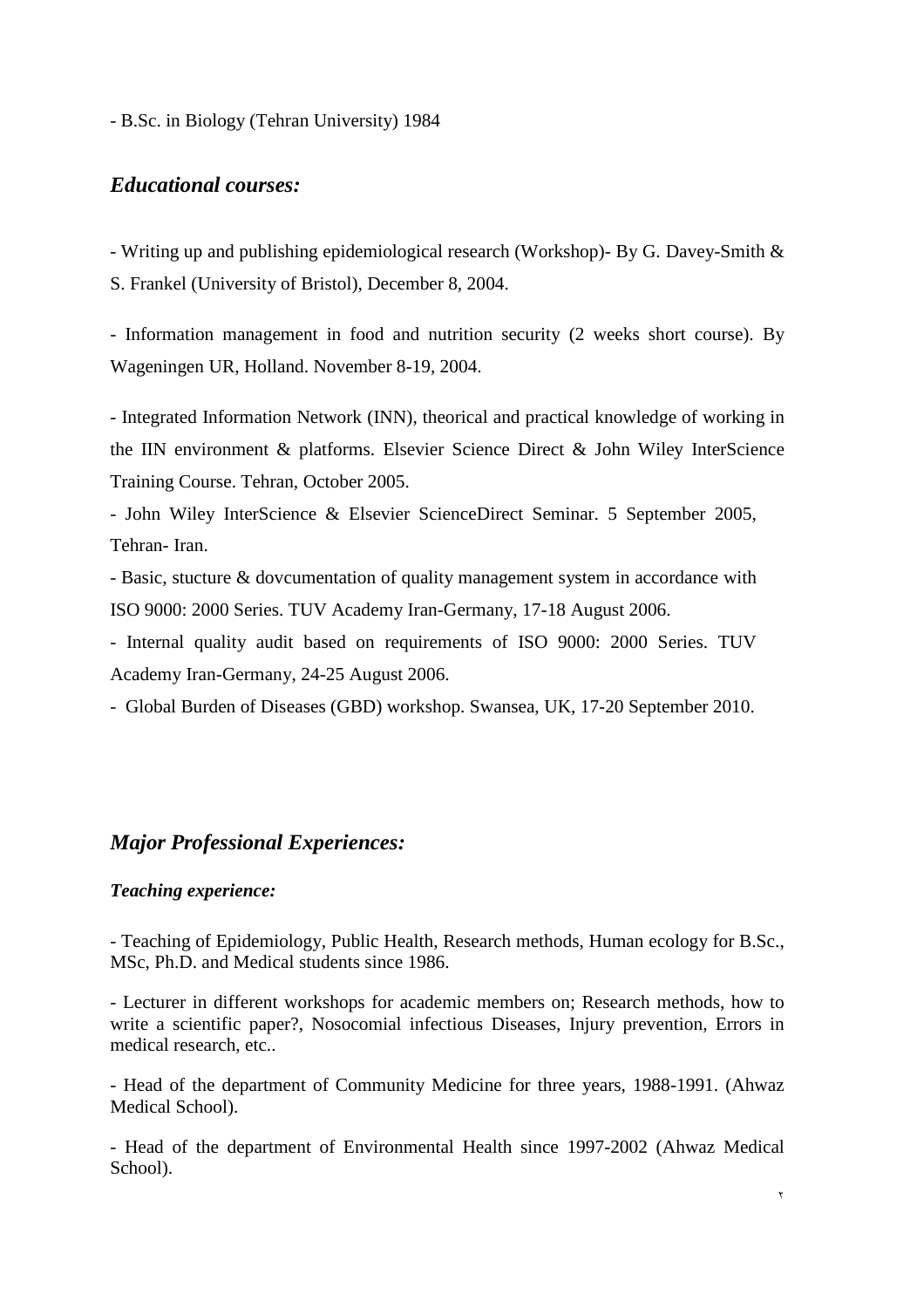- B.Sc. in Biology (Tehran University) 1984

## *Educational courses:*

- Writing up and publishing epidemiological research (Workshop)- By G. Davey-Smith & S. Frankel (University of Bristol), December 8, 2004.

- Information management in food and nutrition security (2 weeks short course). By Wageningen UR, Holland. November 8-19, 2004.

- Integrated Information Network (INN), theorical and practical knowledge of working in the IIN environment & platforms. Elsevier Science Direct & John Wiley InterScience Training Course. Tehran, October 2005.
- John Wiley InterScience & Elsevier ScienceDirect Seminar. 5 September 2005, Tehran- Iran.
- Basic, stucture & dovcumentation of quality management system in accordance with ISO 9000: 2000 Series. TUV Academy Iran-Germany, 17-18 August 2006.
- Internal quality audit based on requirements of ISO 9000: 2000 Series. TUV Academy Iran-Germany, 24-25 August 2006.
- Global Burden of Diseases (GBD) workshop. Swansea, UK, 17-20 September 2010.

## *Major Professional Experiences:*

### *Teaching experience:*

- Teaching of Epidemiology, Public Health, Research methods, Human ecology for B.Sc., MSc, Ph.D. and Medical students since 1986.

- Lecturer in different workshops for academic members on; Research methods, how to write a scientific paper?, Nosocomial infectious Diseases, Injury prevention, Errors in medical research, etc..

- Head of the department of Community Medicine for three years, 1988-1991. (Ahwaz Medical School).

- Head of the department of Environmental Health since 1997-2002 (Ahwaz Medical School).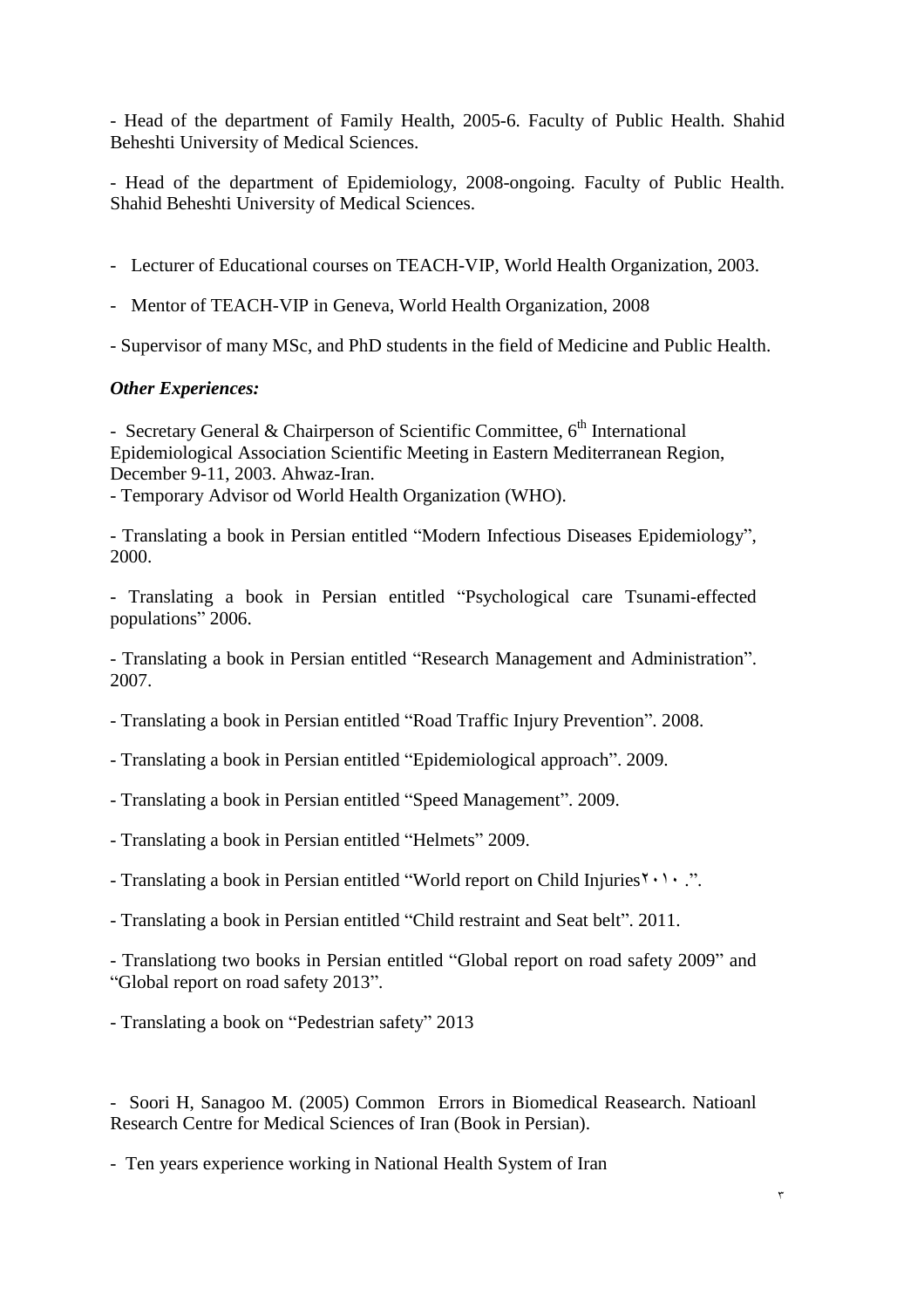- Head of the department of Family Health, 2005-6. Faculty of Public Health. Shahid Beheshti University of Medical Sciences.

- Head of the department of Epidemiology, 2008-ongoing. Faculty of Public Health. Shahid Beheshti University of Medical Sciences.

- Lecturer of Educational courses on TEACH-VIP, World Health Organization, 2003.

- Mentor of TEACH-VIP in Geneva, World Health Organization, 2008

- Supervisor of many MSc, and PhD students in the field of Medicine and Public Health.

***Other Experiences:***

- Secretary General & Chairperson of Scientific Committee, 6th International Epidemiological Association Scientific Meeting in Eastern Mediterranean Region, December 9-11, 2003. Ahwaz-Iran.
- Temporary Advisor od World Health Organization (WHO).

- Translating a book in Persian entitled "Modern Infectious Diseases Epidemiology", 2000.

- Translating a book in Persian entitled "Psychological care Tsunami-effected populations" 2006.

- Translating a book in Persian entitled "Research Management and Administration". 2007.

- Translating a book in Persian entitled "Road Traffic Injury Prevention". 2008.

- Translating a book in Persian entitled "Epidemiological approach". 2009.

- Translating a book in Persian entitled "Speed Management". 2009.

- Translating a book in Persian entitled "Helmets" 2009.

- Translating a book in Persian entitled "World report on Child Injuries۲۰۱۰ .".

- Translating a book in Persian entitled "Child restraint and Seat belt". 2011.

- Translationg two books in Persian entitled "Global report on road safety 2009" and "Global report on road safety 2013".

- Translating a book on "Pedestrian safety" 2013

- Soori H, Sanagoo M. (2005) Common Errors in Biomedical Reasearch. Natioanl Research Centre for Medical Sciences of Iran (Book in Persian).

- Ten years experience working in National Health System of Iran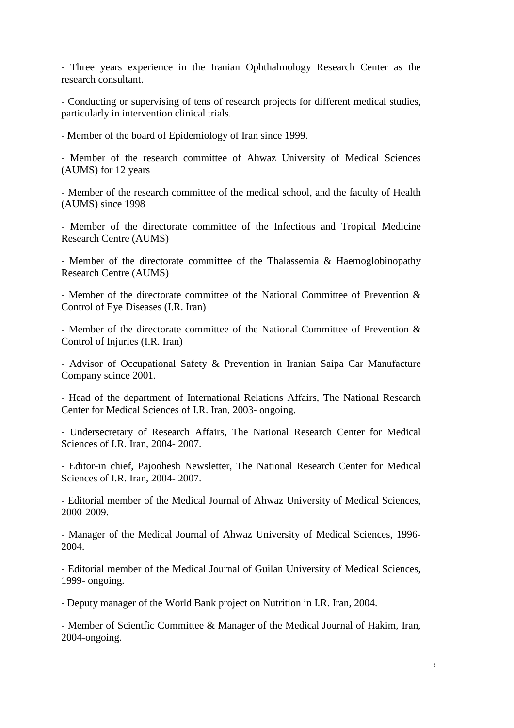- Three years experience in the Iranian Ophthalmology Research Center as the research consultant.

- Conducting or supervising of tens of research projects for different medical studies, particularly in intervention clinical trials.

- Member of the board of Epidemiology of Iran since 1999.

- Member of the research committee of Ahwaz University of Medical Sciences (AUMS) for 12 years

- Member of the research committee of the medical school, and the faculty of Health (AUMS) since 1998

- Member of the directorate committee of the Infectious and Tropical Medicine Research Centre (AUMS)

- Member of the directorate committee of the Thalassemia & Haemoglobinopathy Research Centre (AUMS)

- Member of the directorate committee of the National Committee of Prevention & Control of Eye Diseases (I.R. Iran)

- Member of the directorate committee of the National Committee of Prevention & Control of Injuries (I.R. Iran)

- Advisor of Occupational Safety & Prevention in Iranian Saipa Car Manufacture Company scince 2001.

- Head of the department of International Relations Affairs, The National Research Center for Medical Sciences of I.R. Iran, 2003- ongoing.

- Undersecretary of Research Affairs, The National Research Center for Medical Sciences of I.R. Iran, 2004- 2007.

- Editor-in chief, Pajoohesh Newsletter, The National Research Center for Medical Sciences of I.R. Iran, 2004- 2007.

- Editorial member of the Medical Journal of Ahwaz University of Medical Sciences, 2000-2009.

- Manager of the Medical Journal of Ahwaz University of Medical Sciences, 1996-2004.

- Editorial member of the Medical Journal of Guilan University of Medical Sciences, 1999- ongoing.

- Deputy manager of the World Bank project on Nutrition in I.R. Iran, 2004.

- Member of Scientfic Committee & Manager of the Medical Journal of Hakim, Iran, 2004-ongoing.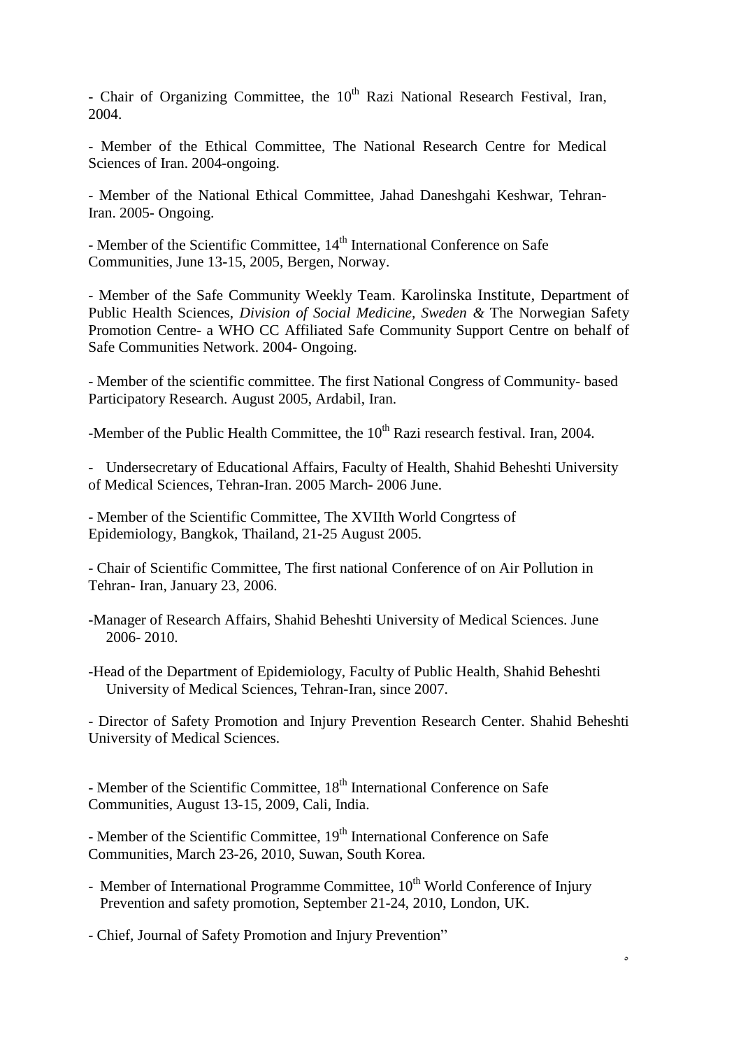- Chair of Organizing Committee, the 10th Razi National Research Festival, Iran, 2004.

- Member of the Ethical Committee, The National Research Centre for Medical Sciences of Iran. 2004-ongoing.

- Member of the National Ethical Committee, Jahad Daneshgahi Keshwar, Tehran-Iran. 2005- Ongoing.

- Member of the Scientific Committee, 14th International Conference on Safe Communities, June 13-15, 2005, Bergen, Norway.

- Member of the Safe Community Weekly Team. Karolinska Institute, Department of Public Health Sciences, *Division of Social Medicine, Sweden &* The Norwegian Safety Promotion Centre- a WHO CC Affiliated Safe Community Support Centre on behalf of Safe Communities Network. 2004- Ongoing.

- Member of the scientific committee. The first National Congress of Community- based Participatory Research. August 2005, Ardabil, Iran.

-Member of the Public Health Committee, the 10th Razi research festival. Iran, 2004.

- Undersecretary of Educational Affairs, Faculty of Health, Shahid Beheshti University of Medical Sciences, Tehran-Iran. 2005 March- 2006 June.

- Member of the Scientific Committee, The XVIIth World Congrtess of Epidemiology, Bangkok, Thailand, 21-25 August 2005.

- Chair of Scientific Committee, The first national Conference of on Air Pollution in Tehran- Iran, January 23, 2006.

-Manager of Research Affairs, Shahid Beheshti University of Medical Sciences. June 2006- 2010.

-Head of the Department of Epidemiology, Faculty of Public Health, Shahid Beheshti University of Medical Sciences, Tehran-Iran, since 2007.

- Director of Safety Promotion and Injury Prevention Research Center. Shahid Beheshti University of Medical Sciences.

- Member of the Scientific Committee, 18th International Conference on Safe Communities, August 13-15, 2009, Cali, India.

- Member of the Scientific Committee, 19th International Conference on Safe Communities, March 23-26, 2010, Suwan, South Korea.

- Member of International Programme Committee, 10th World Conference of Injury Prevention and safety promotion, September 21-24, 2010, London, UK.

- Chief, Journal of Safety Promotion and Injury Prevention"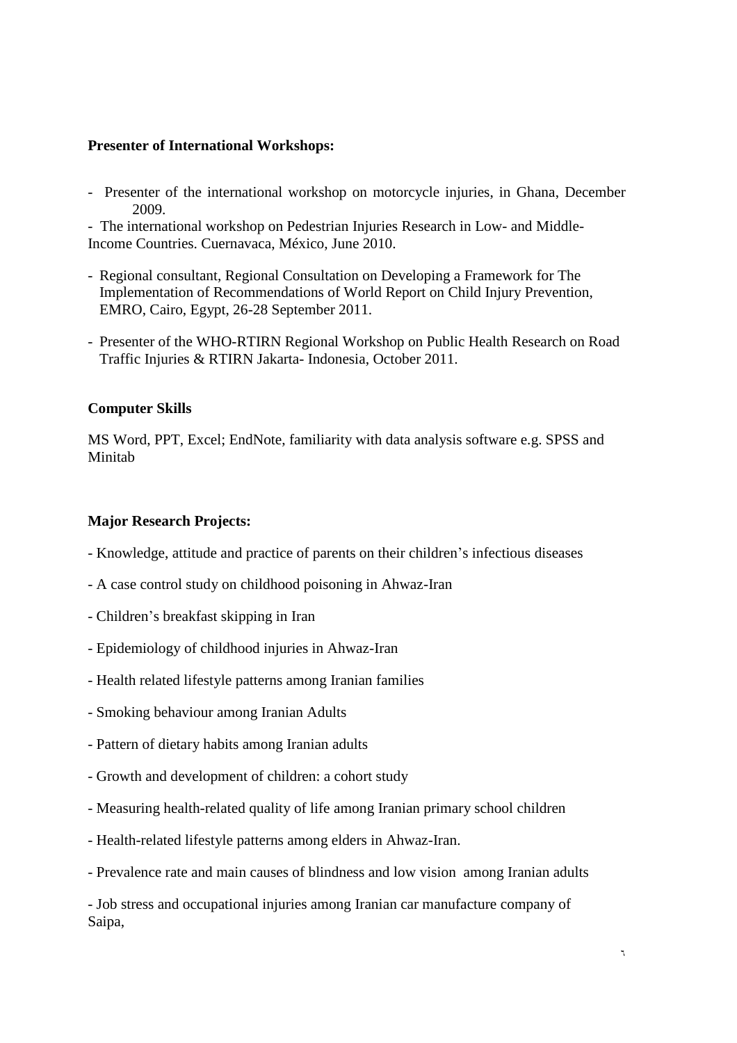**Presenter of International Workshops:**

- Presenter of the international workshop on motorcycle injuries, in Ghana, December 2009.
- The international workshop on Pedestrian Injuries Research in Low- and Middle-Income Countries. Cuernavaca, México, June 2010.
- Regional consultant, Regional Consultation on Developing a Framework for The Implementation of Recommendations of World Report on Child Injury Prevention, EMRO, Cairo, Egypt, 26-28 September 2011.
- Presenter of the WHO-RTIRN Regional Workshop on Public Health Research on Road Traffic Injuries & RTIRN Jakarta- Indonesia, October 2011.

**Computer Skills**

MS Word, PPT, Excel; EndNote, familiarity with data analysis software e.g. SPSS and Minitab

**Major Research Projects:**

- Knowledge, attitude and practice of parents on their children's infectious diseases
- A case control study on childhood poisoning in Ahwaz-Iran
- Children's breakfast skipping in Iran
- Epidemiology of childhood injuries in Ahwaz-Iran
- Health related lifestyle patterns among Iranian families
- Smoking behaviour among Iranian Adults
- Pattern of dietary habits among Iranian adults
- Growth and development of children: a cohort study
- Measuring health-related quality of life among Iranian primary school children
- Health-related lifestyle patterns among elders in Ahwaz-Iran.
- Prevalence rate and main causes of blindness and low vision among Iranian adults
- Job stress and occupational injuries among Iranian car manufacture company of Saipa,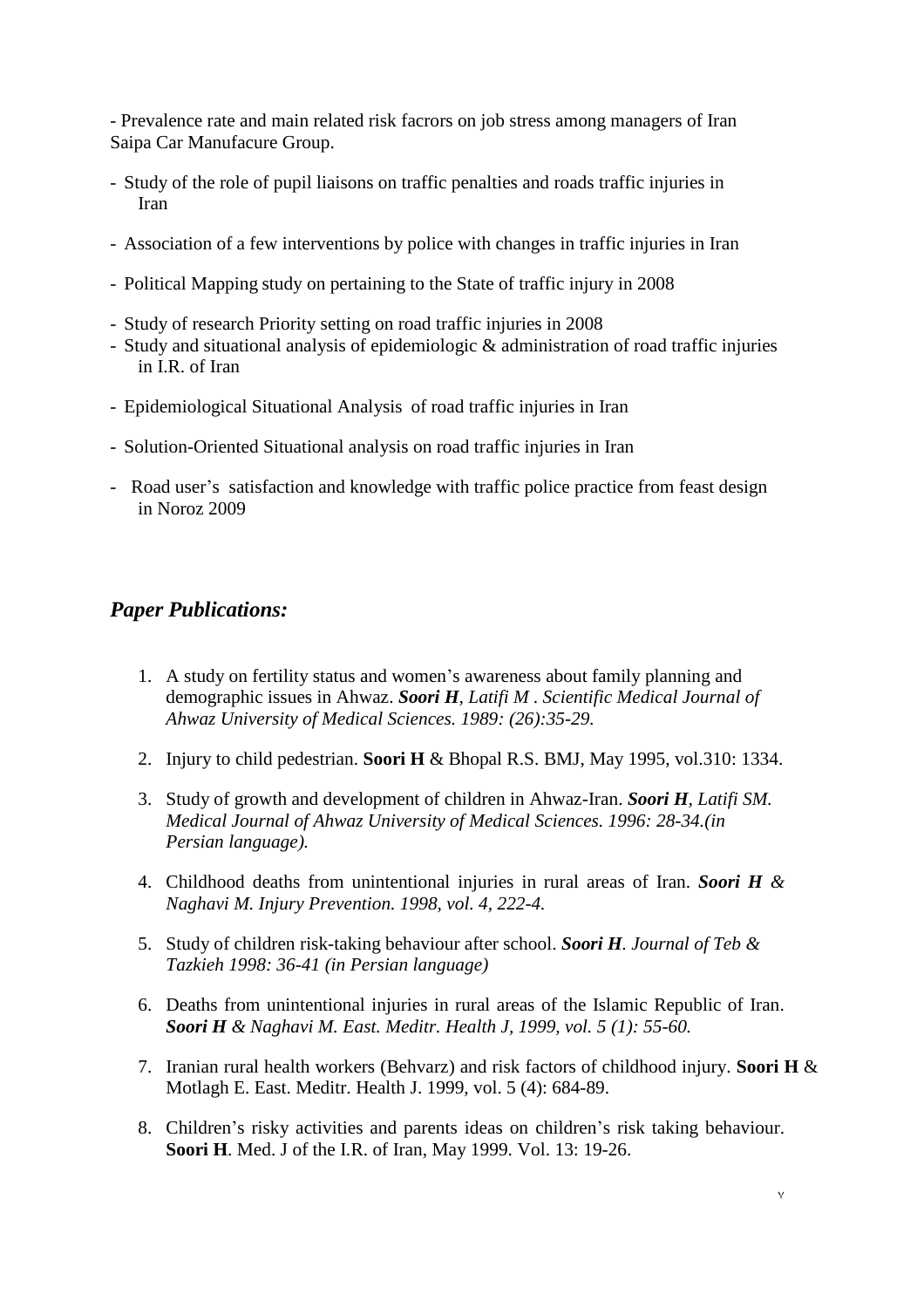- Prevalence rate and main related risk facrors on job stress among managers of Iran Saipa Car Manufacure Group.

- Study of the role of pupil liaisons on traffic penalties and roads traffic injuries in Iran

- Association of a few interventions by police with changes in traffic injuries in Iran

- Political Mapping study on pertaining to the State of traffic injury in 2008

- Study of research Priority setting on road traffic injuries in 2008
- Study and situational analysis of epidemiologic & administration of road traffic injuries in I.R. of Iran

- Epidemiological Situational Analysis of road traffic injuries in Iran

- Solution-Oriented Situational analysis on road traffic injuries in Iran

- Road user's satisfaction and knowledge with traffic police practice from feast design in Noroz 2009

## *Paper Publications:*

1. A study on fertility status and women's awareness about family planning and demographic issues in Ahwaz. ***Soori H**, Latifi M . Scientific Medical Journal of Ahwaz University of Medical Sciences. 1989: (26):35-29.*

2. Injury to child pedestrian. **Soori H** & Bhopal R.S. BMJ, May 1995, vol.310: 1334.

3. Study of growth and development of children in Ahwaz-Iran. ***Soori H**, Latifi SM. Medical Journal of Ahwaz University of Medical Sciences. 1996: 28-34.(in Persian language).*

4. Childhood deaths from unintentional injuries in rural areas of Iran. ***Soori H** & Naghavi M. Injury Prevention. 1998, vol. 4, 222-4.*

5. Study of children risk-taking behaviour after school. ***Soori H**. Journal of Teb & Tazkieh 1998: 36-41 (in Persian language)*

6. Deaths from unintentional injuries in rural areas of the Islamic Republic of Iran. ***Soori H** & Naghavi M. East. Meditr. Health J, 1999, vol. 5 (1): 55-60.*

7. Iranian rural health workers (Behvarz) and risk factors of childhood injury. **Soori H** & Motlagh E. East. Meditr. Health J. 1999, vol. 5 (4): 684-89.

8. Children's risky activities and parents ideas on children's risk taking behaviour. **Soori H**. Med. J of the I.R. of Iran, May 1999. Vol. 13: 19-26.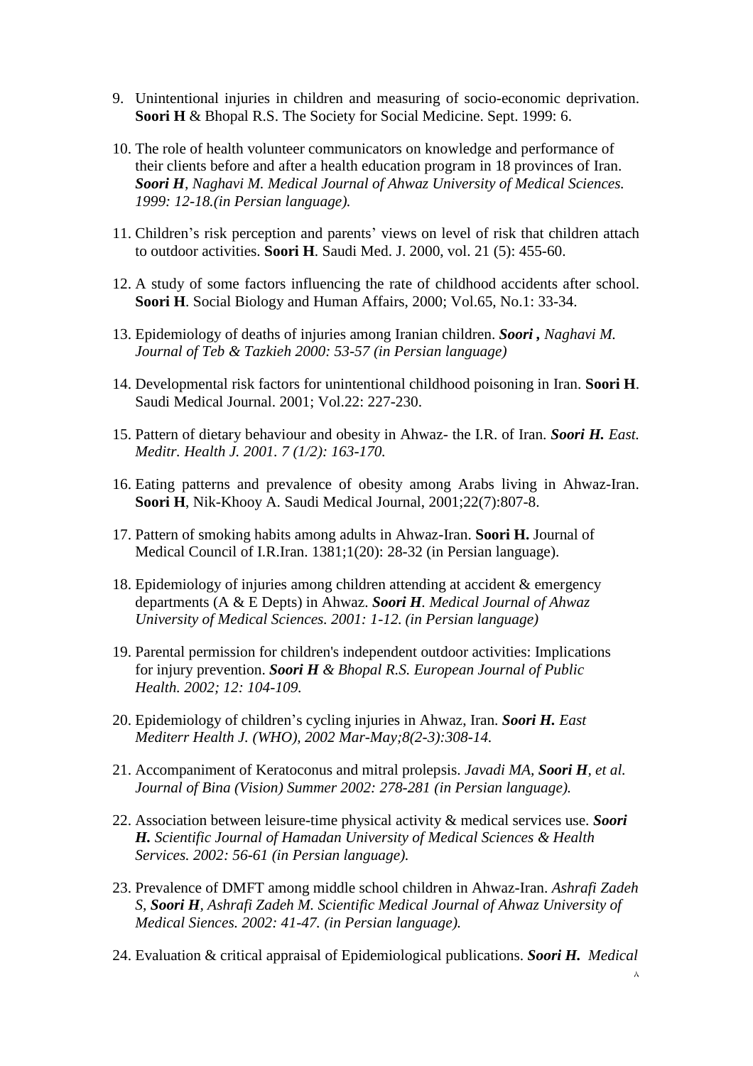9. Unintentional injuries in children and measuring of socio-economic deprivation. **Soori H** & Bhopal R.S. The Society for Social Medicine. Sept. 1999: 6.

10. The role of health volunteer communicators on knowledge and performance of their clients before and after a health education program in 18 provinces of Iran. ***Soori H**, Naghavi M. Medical Journal of Ahwaz University of Medical Sciences. 1999: 12-18.(in Persian language).*

11. Children's risk perception and parents' views on level of risk that children attach to outdoor activities. **Soori H**. Saudi Med. J. 2000, vol. 21 (5): 455-60.

12. A study of some factors influencing the rate of childhood accidents after school. **Soori H**. Social Biology and Human Affairs, 2000; Vol.65, No.1: 33-34.

13. Epidemiology of deaths of injuries among Iranian children. ***Soori ,** Naghavi M. Journal of Teb & Tazkieh 2000: 53-57 (in Persian language)*

14. Developmental risk factors for unintentional childhood poisoning in Iran. **Soori H**. Saudi Medical Journal. 2001; Vol.22: 227-230.

15. Pattern of dietary behaviour and obesity in Ahwaz- the I.R. of Iran. ***Soori H.** East. Meditr. Health J. 2001. 7 (1/2): 163-170.*

16. Eating patterns and prevalence of obesity among Arabs living in Ahwaz-Iran. **Soori H**, Nik-Khooy A. Saudi Medical Journal, 2001;22(7):807-8.

17. Pattern of smoking habits among adults in Ahwaz-Iran. **Soori H.** Journal of Medical Council of I.R.Iran. 1381;1(20): 28-32 (in Persian language).

18. Epidemiology of injuries among children attending at accident & emergency departments (A & E Depts) in Ahwaz. ***Soori H**. Medical Journal of Ahwaz University of Medical Sciences. 2001: 1-12. (in Persian language)*

19. Parental permission for children's independent outdoor activities: Implications for injury prevention. ***Soori H** & Bhopal R.S. European Journal of Public Health. 2002; 12: 104-109.*

20. Epidemiology of children's cycling injuries in Ahwaz, Iran. ***Soori H.** East Mediterr Health J. (WHO), 2002 Mar-May;8(2-3):308-14.*

21. Accompaniment of Keratoconus and mitral prolepsis. *Javadi MA, **Soori H**, et al. Journal of Bina (Vision) Summer 2002: 278-281 (in Persian language).*

22. Association between leisure-time physical activity & medical services use. ***Soori H.** Scientific Journal of Hamadan University of Medical Sciences & Health Services. 2002: 56-61 (in Persian language).*

23. Prevalence of DMFT among middle school children in Ahwaz-Iran. *Ashrafi Zadeh S, **Soori H**, Ashrafi Zadeh M. Scientific Medical Journal of Ahwaz University of Medical Siences. 2002: 41-47. (in Persian language).*

24. Evaluation & critical appraisal of Epidemiological publications. ***Soori H.** Medical*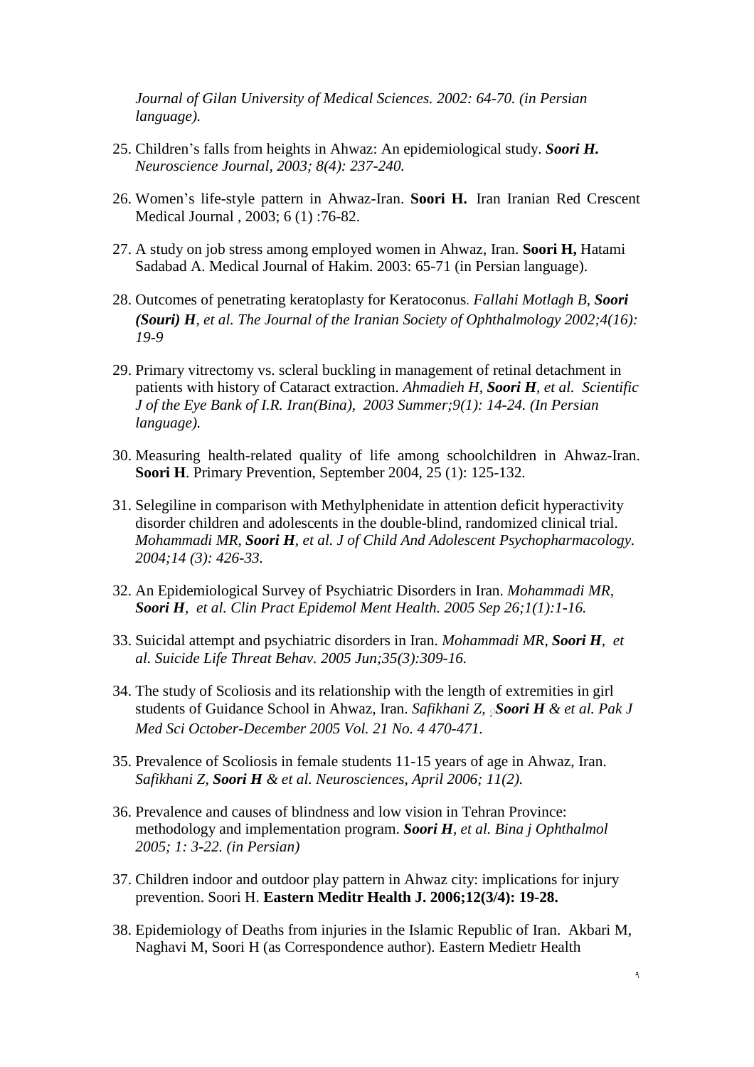*Journal of Gilan University of Medical Sciences. 2002: 64-70. (in Persian language).*

25. Children's falls from heights in Ahwaz: An epidemiological study. ***Soori H.*** *Neuroscience Journal, 2003; 8(4): 237-240.*

26. Women's life-style pattern in Ahwaz-Iran. **Soori H.** Iran Iranian Red Crescent Medical Journal , 2003; 6 (1) :76-82.

27. A study on job stress among employed women in Ahwaz, Iran. **Soori H,** Hatami Sadabad A. Medical Journal of Hakim. 2003: 65-71 (in Persian language).

28. Outcomes of penetrating keratoplasty for Keratoconus. *Fallahi Motlagh B,* ***Soori (Souri) H****, et al. The Journal of the Iranian Society of Ophthalmology 2002;4(16): 19-9*

29. Primary vitrectomy vs. scleral buckling in management of retinal detachment in patients with history of Cataract extraction. *Ahmadieh H,* ***Soori H****, et al. Scientific J of the Eye Bank of I.R. Iran(Bina), 2003 Summer;9(1): 14-24. (In Persian language).*

30. Measuring health-related quality of life among schoolchildren in Ahwaz-Iran. **Soori H**. Primary Prevention, September 2004, 25 (1): 125-132.

31. Selegiline in comparison with Methylphenidate in attention deficit hyperactivity disorder children and adolescents in the double-blind, randomized clinical trial. *Mohammadi MR,* ***Soori H****, et al. J of Child And Adolescent Psychopharmacology. 2004;14 (3): 426-33.*

32. An Epidemiological Survey of Psychiatric Disorders in Iran. *Mohammadi MR,* ***Soori H****, et al. Clin Pract Epidemol Ment Health. 2005 Sep 26;1(1):1-16.*

33. Suicidal attempt and psychiatric disorders in Iran. *Mohammadi MR,* ***Soori H****, et al. Suicide Life Threat Behav. 2005 Jun;35(3):309-16.*

34. The study of Scoliosis and its relationship with the length of extremities in girl students of Guidance School in Ahwaz, Iran. *Safikhani Z,* ***Soori H*** *& et al. Pak J Med Sci October-December 2005 Vol. 21 No. 4 470-471.*

35. Prevalence of Scoliosis in female students 11-15 years of age in Ahwaz, Iran. *Safikhani Z,* ***Soori H*** *& et al. Neurosciences, April 2006; 11(2).*

36. Prevalence and causes of blindness and low vision in Tehran Province: methodology and implementation program. ***Soori H****, et al. Bina j Ophthalmol 2005; 1: 3-22. (in Persian)*

37. Children indoor and outdoor play pattern in Ahwaz city: implications for injury prevention. Soori H. **Eastern Meditr Health J. 2006;12(3/4): 19-28.**

38. Epidemiology of Deaths from injuries in the Islamic Republic of Iran. Akbari M, Naghavi M, Soori H (as Correspondence author). Eastern Medietr Health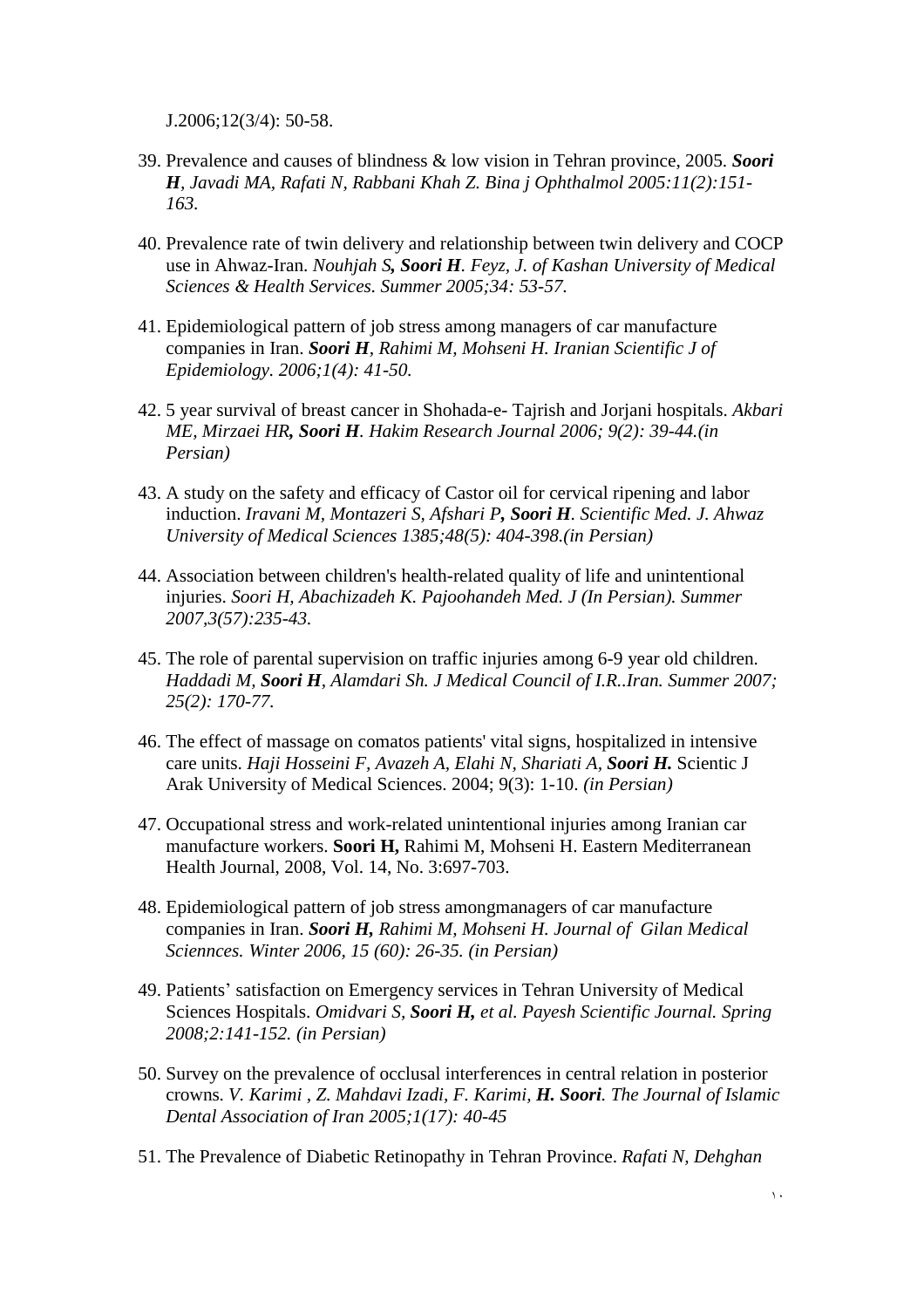J.2006;12(3/4): 50-58.

39. Prevalence and causes of blindness & low vision in Tehran province, 2005. ***Soori H**, Javadi MA, Rafati N, Rabbani Khah Z. Bina j Ophthalmol 2005:11(2):151-163.*

40. Prevalence rate of twin delivery and relationship between twin delivery and COCP use in Ahwaz-Iran. *Nouhjah S**, Soori H**. Feyz, J. of Kashan University of Medical Sciences & Health Services. Summer 2005;34: 53-57.*

41. Epidemiological pattern of job stress among managers of car manufacture companies in Iran. ***Soori H**, Rahimi M, Mohseni H. Iranian Scientific J of Epidemiology. 2006;1(4): 41-50.*

42. 5 year survival of breast cancer in Shohada-e- Tajrish and Jorjani hospitals. *Akbari ME, Mirzaei HR**, Soori H**. Hakim Research Journal 2006; 9(2): 39-44.(in Persian)*

43. A study on the safety and efficacy of Castor oil for cervical ripening and labor induction. *Iravani M, Montazeri S, Afshari P**, Soori H**. Scientific Med. J. Ahwaz University of Medical Sciences 1385;48(5): 404-398.(in Persian)*

44. Association between children's health-related quality of life and unintentional injuries. *Soori H, Abachizadeh K. Pajoohandeh Med. J (In Persian). Summer 2007,3(57):235-43.*

45. The role of parental supervision on traffic injuries among 6-9 year old children. *Haddadi M, **Soori H**, Alamdari Sh. J Medical Council of I.R..Iran. Summer 2007; 25(2): 170-77.*

46. The effect of massage on comatos patients' vital signs, hospitalized in intensive care units. *Haji Hosseini F, Avazeh A, Elahi N, Shariati A, **Soori H.*** Scientic J Arak University of Medical Sciences. 2004; 9(3): 1-10. *(in Persian)*

47. Occupational stress and work-related unintentional injuries among Iranian car manufacture workers. **Soori H,** Rahimi M, Mohseni H. Eastern Mediterranean Health Journal, 2008, Vol. 14, No. 3:697-703.

48. Epidemiological pattern of job stress amongmanagers of car manufacture companies in Iran. ***Soori H,** Rahimi M, Mohseni H. Journal of Gilan Medical Sciennces. Winter 2006, 15 (60): 26-35. (in Persian)*

49. Patients' satisfaction on Emergency services in Tehran University of Medical Sciences Hospitals. *Omidvari S, **Soori H,** et al. Payesh Scientific Journal. Spring 2008;2:141-152. (in Persian)*

50. Survey on the prevalence of occlusal interferences in central relation in posterior crowns. *V. Karimi , Z. Mahdavi Izadi, F. Karimi, **H. Soori**. The Journal of Islamic Dental Association of Iran 2005;1(17): 40-45*

51. The Prevalence of Diabetic Retinopathy in Tehran Province. *Rafati N, Dehghan*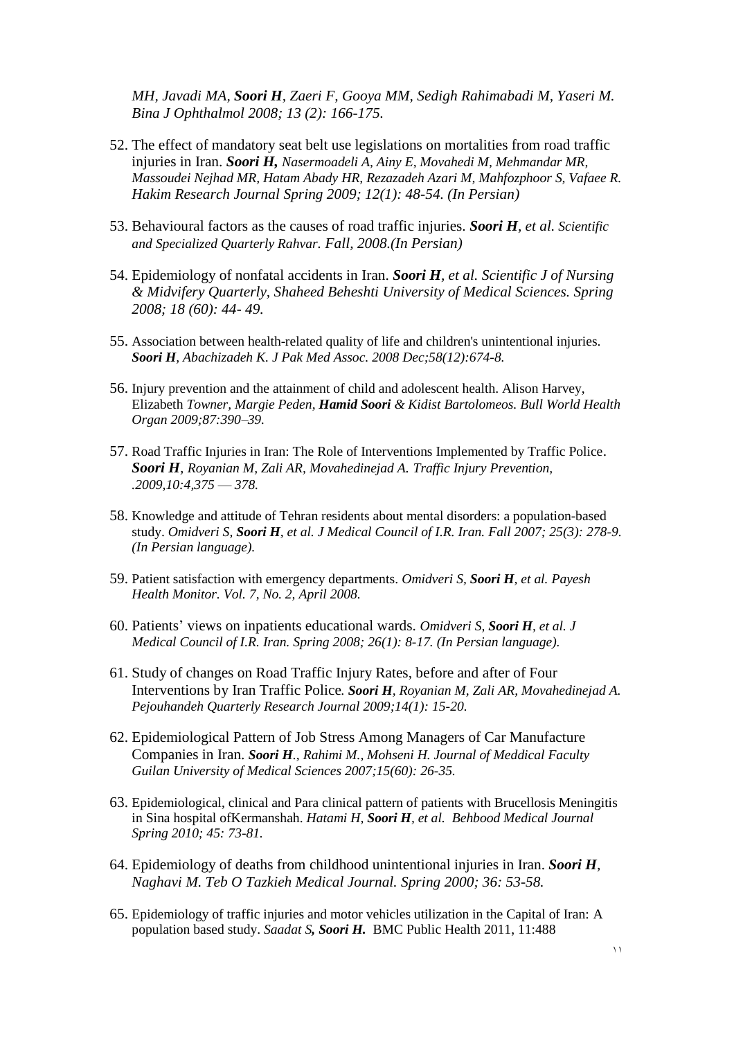*MH, Javadi MA, **Soori H**, Zaeri F, Gooya MM, Sedigh Rahimabadi M, Yaseri M. Bina J Ophthalmol 2008; 13 (2): 166-175.*

52. The effect of mandatory seat belt use legislations on mortalities from road traffic injuries in Iran. ***Soori H,*** *Nasermoadeli A, Ainy E, Movahedi M, Mehmandar MR, Massoudei Nejhad MR, Hatam Abady HR, Rezazadeh Azari M, Mahfozphoor S, Vafaee R. Hakim Research Journal Spring 2009; 12(1): 48-54. (In Persian)*

53. Behavioural factors as the causes of road traffic injuries. ***Soori H****, et al. Scientific and Specialized Quarterly Rahvar. Fall, 2008.(In Persian)*

54. Epidemiology of nonfatal accidents in Iran. ***Soori H****, et al. Scientific J of Nursing & Midvifery Quarterly, Shaheed Beheshti University of Medical Sciences. Spring 2008; 18 (60): 44- 49.*

55. Association between health-related quality of life and children's unintentional injuries. ***Soori H****, Abachizadeh K. J Pak Med Assoc. 2008 Dec;58(12):674-8.*

56. Injury prevention and the attainment of child and adolescent health. Alison Harvey, Elizabeth *Towner, Margie Peden,* ***Hamid Soori*** *& Kidist Bartolomeos. Bull World Health Organ 2009;87:390–39.*

57. Road Traffic Injuries in Iran: The Role of Interventions Implemented by Traffic Police. ***Soori H****, Royanian M, Zali AR, Movahedinejad A. Traffic Injury Prevention, .2009,10:4,375 — 378.*

58. Knowledge and attitude of Tehran residents about mental disorders: a population-based study. *Omidveri S,* ***Soori H****, et al. J Medical Council of I.R. Iran. Fall 2007; 25(3): 278-9. (In Persian language).*

59. Patient satisfaction with emergency departments. *Omidveri S,* ***Soori H****, et al. Payesh Health Monitor. Vol. 7, No. 2, April 2008.*

60. Patients' views on inpatients educational wards. *Omidveri S,* ***Soori H****, et al. J Medical Council of I.R. Iran. Spring 2008; 26(1): 8-17. (In Persian language).*

61. Study of changes on Road Traffic Injury Rates, before and after of Four Interventions by Iran Traffic Police*.* ***Soori H****, Royanian M, Zali AR, Movahedinejad A. Pejouhandeh Quarterly Research Journal 2009;14(1): 15-20.*

62. Epidemiological Pattern of Job Stress Among Managers of Car Manufacture Companies in Iran. ***Soori H****., Rahimi M., Mohseni H. Journal of Meddical Faculty Guilan University of Medical Sciences 2007;15(60): 26-35.*

63. Epidemiological, clinical and Para clinical pattern of patients with Brucellosis Meningitis in Sina hospital ofKermanshah. *Hatami H,* ***Soori H****, et al. Behbood Medical Journal Spring 2010; 45: 73-81.*

64. Epidemiology of deaths from childhood unintentional injuries in Iran. ***Soori H****, Naghavi M. Teb O Tazkieh Medical Journal. Spring 2000; 36: 53-58.*

65. Epidemiology of traffic injuries and motor vehicles utilization in the Capital of Iran: A population based study. *Saadat S****, Soori H.*** BMC Public Health 2011, 11:488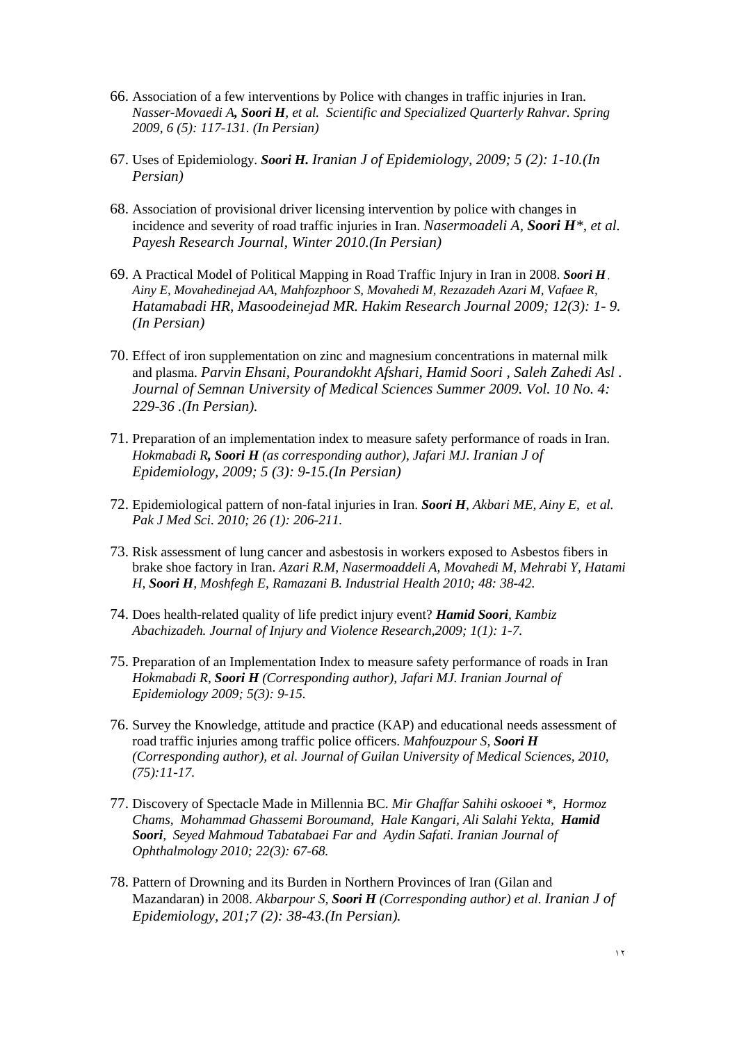66. Association of a few interventions by Police with changes in traffic injuries in Iran. *Nasser-Movaedi A****, Soori H****, et al. Scientific and Specialized Quarterly Rahvar. Spring 2009, 6 (5): 117-131. (In Persian)*

67. Uses of Epidemiology. ***Soori H.*** *Iranian J of Epidemiology, 2009; 5 (2): 1-10.(In Persian)*

68. Association of provisional driver licensing intervention by police with changes in incidence and severity of road traffic injuries in Iran. *Nasermoadeli A,* ***Soori H*****, et al. Payesh Research Journal, Winter 2010.(In Persian)*

69. A Practical Model of Political Mapping in Road Traffic Injury in Iran in 2008. ***Soori H*** *, Ainy E, Movahedinejad AA, Mahfozphoor S, Movahedi M, Rezazadeh Azari M, Vafaee R, Hatamabadi HR, Masoodeinejad MR. Hakim Research Journal 2009; 12(3): 1- 9. (In Persian)*

70. Effect of iron supplementation on zinc and magnesium concentrations in maternal milk and plasma. *Parvin Ehsani, Pourandokht Afshari, Hamid Soori , Saleh Zahedi Asl . Journal of Semnan University of Medical Sciences Summer 2009. Vol. 10 No. 4: 229-36 .(In Persian).*

71. Preparation of an implementation index to measure safety performance of roads in Iran. *Hokmabadi R****, Soori H*** *(as corresponding author), Jafari MJ. Iranian J of Epidemiology, 2009; 5 (3): 9-15.(In Persian)*

72. Epidemiological pattern of non-fatal injuries in Iran. ***Soori H****, Akbari ME, Ainy E, et al. Pak J Med Sci. 2010; 26 (1): 206-211.*

73. Risk assessment of lung cancer and asbestosis in workers exposed to Asbestos fibers in brake shoe factory in Iran. *Azari R.M, Nasermoaddeli A, Movahedi M, Mehrabi Y, Hatami H,* ***Soori H****, Moshfegh E, Ramazani B. Industrial Health 2010; 48: 38-42.*

74. Does health-related quality of life predict injury event? ***Hamid Soori****, Kambiz Abachizadeh. Journal of Injury and Violence Research,2009; 1(1): 1-7.*

75. Preparation of an Implementation Index to measure safety performance of roads in Iran *Hokmabadi R,* ***Soori H*** *(Corresponding author), Jafari MJ. Iranian Journal of Epidemiology 2009; 5(3): 9-15.*

76. Survey the Knowledge, attitude and practice (KAP) and educational needs assessment of road traffic injuries among traffic police officers. *Mahfouzpour S,* ***Soori H*** *(Corresponding author), et al. Journal of Guilan University of Medical Sciences, 2010, (75):11-17.*

77. Discovery of Spectacle Made in Millennia BC. *Mir Ghaffar Sahihi oskooei *, Hormoz Chams, Mohammad Ghassemi Boroumand, Hale Kangari, Ali Salahi Yekta,* ***Hamid Soori****, Seyed Mahmoud Tabatabaei Far and Aydin Safati. Iranian Journal of Ophthalmology 2010; 22(3): 67-68.*

78. Pattern of Drowning and its Burden in Northern Provinces of Iran (Gilan and Mazandaran) in 2008. *Akbarpour S,* ***Soori H*** *(Corresponding author) et al. Iranian J of Epidemiology, 201;7 (2): 38-43.(In Persian).*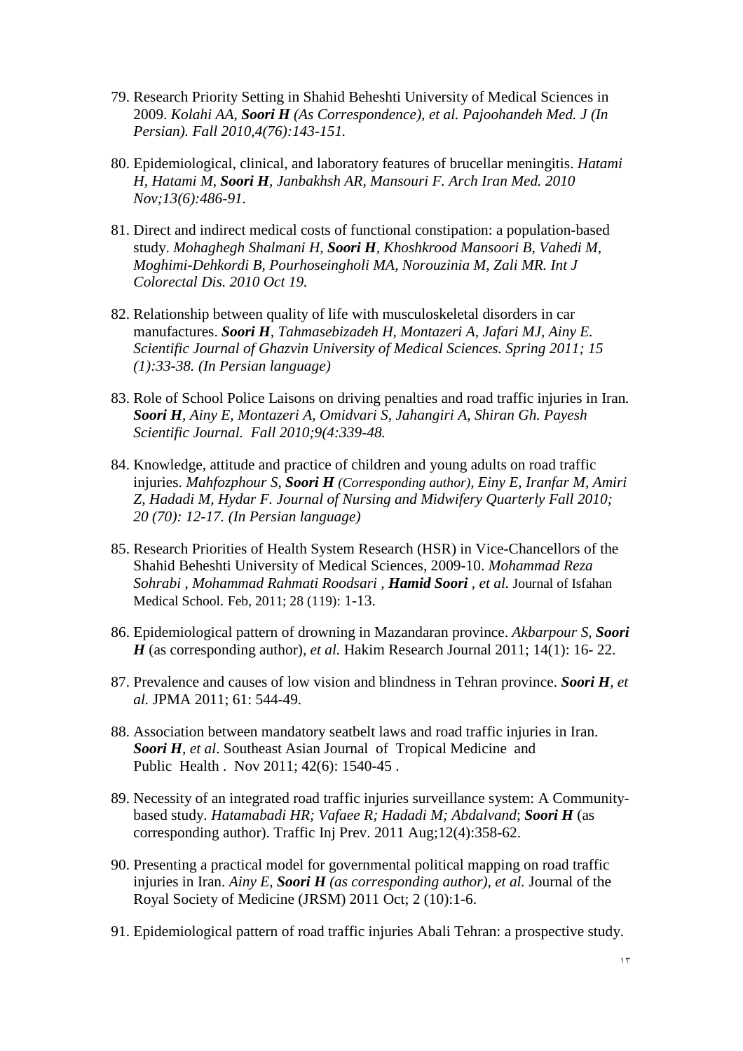79. Research Priority Setting in Shahid Beheshti University of Medical Sciences in 2009. *Kolahi AA, **Soori H** (As Correspondence), et al. Pajoohandeh Med. J (In Persian). Fall 2010,4(76):143-151.*

80. Epidemiological, clinical, and laboratory features of brucellar meningitis. *Hatami H, Hatami M, **Soori H**, Janbakhsh AR, Mansouri F. Arch Iran Med. 2010 Nov;13(6):486-91.*

81. Direct and indirect medical costs of functional constipation: a population-based study. *Mohaghegh Shalmani H, **Soori H**, Khoshkrood Mansoori B, Vahedi M, Moghimi-Dehkordi B, Pourhoseingholi MA, Norouzinia M, Zali MR. Int J Colorectal Dis. 2010 Oct 19.*

82. Relationship between quality of life with musculoskeletal disorders in car manufactures. ***Soori H**, Tahmasebizadeh H, Montazeri A, Jafari MJ, Ainy E. Scientific Journal of Ghazvin University of Medical Sciences. Spring 2011; 15 (1):33-38. (In Persian language)*

83. Role of School Police Laisons on driving penalties and road traffic injuries in Iran. ***Soori H**, Ainy E, Montazeri A, Omidvari S, Jahangiri A, Shiran Gh. Payesh Scientific Journal. Fall 2010;9(4:339-48.*

84. Knowledge, attitude and practice of children and young adults on road traffic injuries. *Mahfozphour S, **Soori H** (Corresponding author), Einy E, Iranfar M, Amiri Z, Hadadi M, Hydar F. Journal of Nursing and Midwifery Quarterly Fall 2010; 20 (70): 12-17. (In Persian language)*

85. Research Priorities of Health System Research (HSR) in Vice-Chancellors of the Shahid Beheshti University of Medical Sciences, 2009-10. *Mohammad Reza Sohrabi , Mohammad Rahmati Roodsari , **Hamid Soori** , et al.* Journal of Isfahan Medical School. Feb, 2011; 28 (119): 1-13.

86. Epidemiological pattern of drowning in Mazandaran province. *Akbarpour S, **Soori H*** (as corresponding author), *et al.* Hakim Research Journal 2011; 14(1): 16- 22.

87. Prevalence and causes of low vision and blindness in Tehran province. ***Soori H**, et al.* JPMA 2011; 61: 544-49.

88. Association between mandatory seatbelt laws and road traffic injuries in Iran. ***Soori H**, et al*. Southeast Asian Journal of Tropical Medicine and Public Health . Nov 2011; 42(6): 1540-45 .

89. Necessity of an integrated road traffic injuries surveillance system: A Community-based study. *Hatamabadi HR; Vafaee R; Hadadi M; Abdalvand*; ***Soori H*** (as corresponding author). Traffic Inj Prev. 2011 Aug;12(4):358-62.

90. Presenting a practical model for governmental political mapping on road traffic injuries in Iran. *Ainy E, **Soori H** (as corresponding author), et al.* Journal of the Royal Society of Medicine (JRSM) 2011 Oct; 2 (10):1-6.

91. Epidemiological pattern of road traffic injuries Abali Tehran: a prospective study.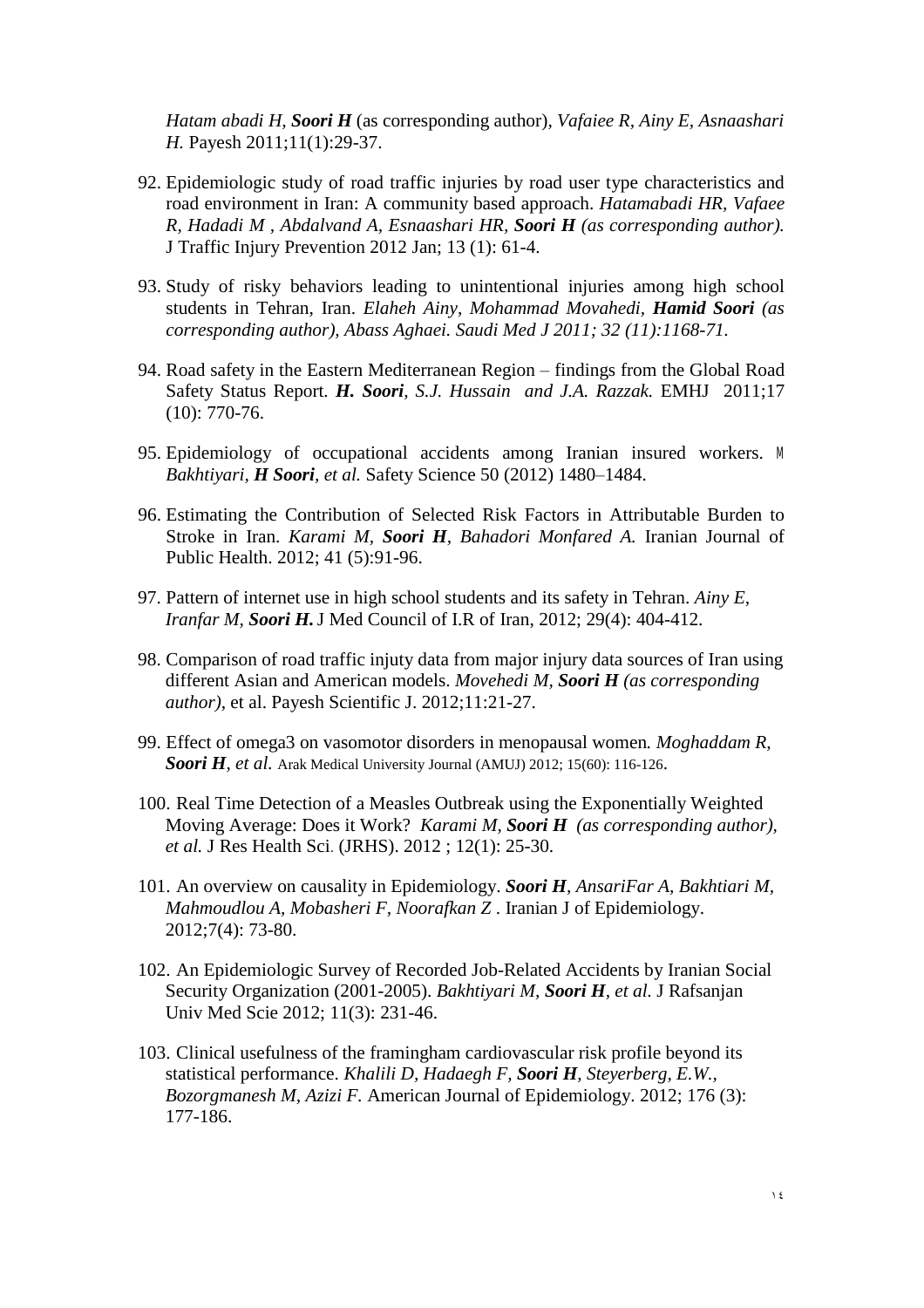*Hatam abadi H, **Soori H*** (as corresponding author), *Vafaiee R, Ainy E, Asnaashari H.* Payesh 2011;11(1):29-37.

92. Epidemiologic study of road traffic injuries by road user type characteristics and road environment in Iran: A community based approach. *Hatamabadi HR, Vafaee R, Hadadi M , Abdalvand A, Esnaashari HR, **Soori H** (as corresponding author).* J Traffic Injury Prevention 2012 Jan; 13 (1): 61-4.

93. Study of risky behaviors leading to unintentional injuries among high school students in Tehran, Iran. *Elaheh Ainy, Mohammad Movahedi, **Hamid Soori** (as corresponding author), Abass Aghaei. Saudi Med J 2011; 32 (11):1168-71.*

94. Road safety in the Eastern Mediterranean Region – findings from the Global Road Safety Status Report. ***H. Soori**, S.J. Hussain and J.A. Razzak.* EMHJ 2011;17 (10): 770-76.

95. Epidemiology of occupational accidents among Iranian insured workers. *M Bakhtiyari, **H Soori**, et al.* Safety Science 50 (2012) 1480–1484.

96. Estimating the Contribution of Selected Risk Factors in Attributable Burden to Stroke in Iran. *Karami M, **Soori H**, Bahadori Monfared A.* Iranian Journal of Public Health. 2012; 41 (5):91-96.

97. Pattern of internet use in high school students and its safety in Tehran. *Ainy E, Iranfar M, **Soori H.*** J Med Council of I.R of Iran, 2012; 29(4): 404-412.

98. Comparison of road traffic injuty data from major injury data sources of Iran using different Asian and American models. *Movehedi M, **Soori H** (as corresponding author)*, et al. Payesh Scientific J. 2012;11:21-27.

99. Effect of omega3 on vasomotor disorders in menopausal women. *Moghaddam R, **Soori H**, et al.* Arak Medical University Journal (AMUJ) 2012; 15(60): 116-126.

100. Real Time Detection of a Measles Outbreak using the Exponentially Weighted Moving Average: Does it Work? *Karami M, **Soori H** (as corresponding author), et al.* J Res Health Sci. (JRHS). 2012 ; 12(1): 25-30.

101. An overview on causality in Epidemiology. ***Soori H**, AnsariFar A, Bakhtiari M, Mahmoudlou A, Mobasheri F, Noorafkan Z* . Iranian J of Epidemiology. 2012;7(4): 73-80.

102. An Epidemiologic Survey of Recorded Job-Related Accidents by Iranian Social Security Organization (2001-2005). *Bakhtiyari M, **Soori H**, et al.* J Rafsanjan Univ Med Scie 2012; 11(3): 231-46.

103. Clinical usefulness of the framingham cardiovascular risk profile beyond its statistical performance. *Khalili D, Hadaegh F, **Soori H**, Steyerberg, E.W., Bozorgmanesh M, Azizi F.* American Journal of Epidemiology. 2012; 176 (3): 177-186.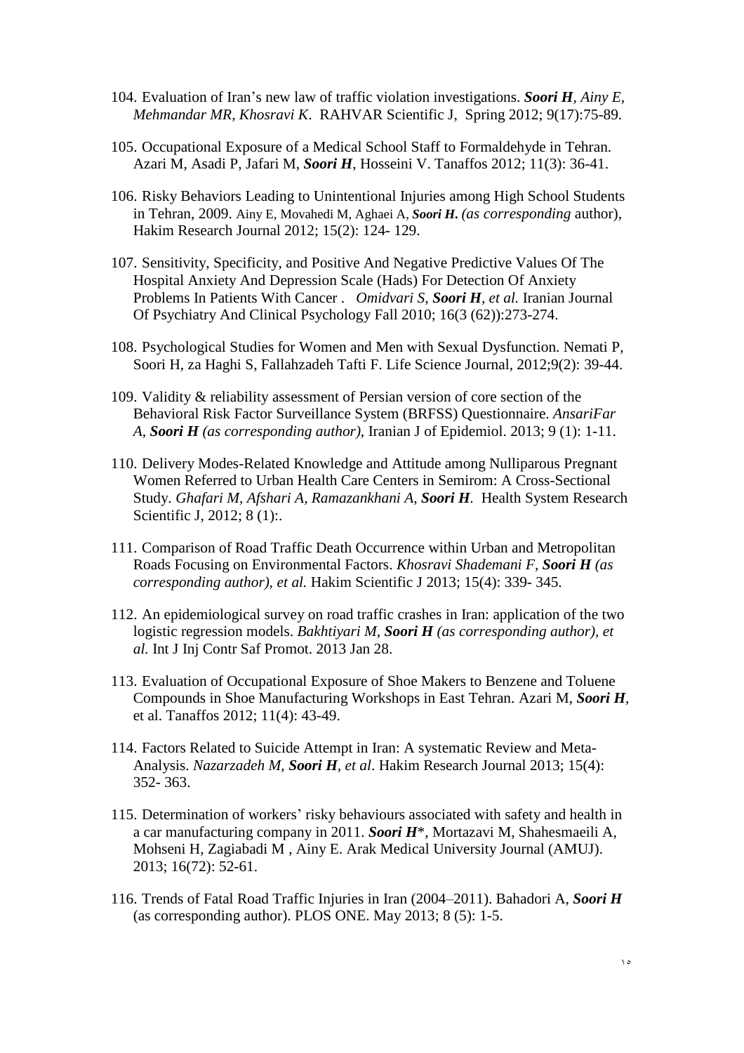104. Evaluation of Iran's new law of traffic violation investigations. ***Soori H**, Ainy E, Mehmandar MR, Khosravi K*. RAHVAR Scientific J, Spring 2012; 9(17):75-89.

105. Occupational Exposure of a Medical School Staff to Formaldehyde in Tehran. Azari M, Asadi P, Jafari M, ***Soori H***, Hosseini V. Tanaffos 2012; 11(3): 36-41.

106. Risky Behaviors Leading to Unintentional Injuries among High School Students in Tehran, 2009. Ainy E, Movahedi M, Aghaei A, ***Soori H**. (as corresponding* author), Hakim Research Journal 2012; 15(2): 124- 129.

107. Sensitivity, Specificity, and Positive And Negative Predictive Values Of The Hospital Anxiety And Depression Scale (Hads) For Detection Of Anxiety Problems In Patients With Cancer . *Omidvari S, **Soori H**, et al.* Iranian Journal Of Psychiatry And Clinical Psychology Fall 2010; 16(3 (62)):273-274.

108. Psychological Studies for Women and Men with Sexual Dysfunction. Nemati P, Soori H, za Haghi S, Fallahzadeh Tafti F. Life Science Journal, 2012;9(2): 39-44.

109. Validity & reliability assessment of Persian version of core section of the Behavioral Risk Factor Surveillance System (BRFSS) Questionnaire. *AnsariFar A, **Soori H** (as corresponding author)*, Iranian J of Epidemiol. 2013; 9 (1): 1-11.

110. Delivery Modes-Related Knowledge and Attitude among Nulliparous Pregnant Women Referred to Urban Health Care Centers in Semirom: A Cross-Sectional Study. *Ghafari M, Afshari A, Ramazankhani A, **Soori H***. Health System Research Scientific J, 2012; 8 (1):.

111. Comparison of Road Traffic Death Occurrence within Urban and Metropolitan Roads Focusing on Environmental Factors. *Khosravi Shademani F, **Soori H** (as corresponding author), et al.* Hakim Scientific J 2013; 15(4): 339- 345.

112. An epidemiological survey on road traffic crashes in Iran: application of the two logistic regression models. *Bakhtiyari M, **Soori H** (as corresponding author), et al.* Int J Inj Contr Saf Promot. 2013 Jan 28.

113. Evaluation of Occupational Exposure of Shoe Makers to Benzene and Toluene Compounds in Shoe Manufacturing Workshops in East Tehran. Azari M, ***Soori H***, et al. Tanaffos 2012; 11(4): 43-49.

114. Factors Related to Suicide Attempt in Iran: A systematic Review and Meta-Analysis. *Nazarzadeh M, **Soori H**, et al*. Hakim Research Journal 2013; 15(4): 352- 363.

115. Determination of workers' risky behaviours associated with safety and health in a car manufacturing company in 2011. ***Soori H****, Mortazavi M, Shahesmaeili A, Mohseni H, Zagiabadi M , Ainy E. Arak Medical University Journal (AMUJ). 2013; 16(72): 52-61.

116. Trends of Fatal Road Traffic Injuries in Iran (2004–2011). Bahadori A, ***Soori H*** (as corresponding author). PLOS ONE. May 2013; 8 (5): 1-5.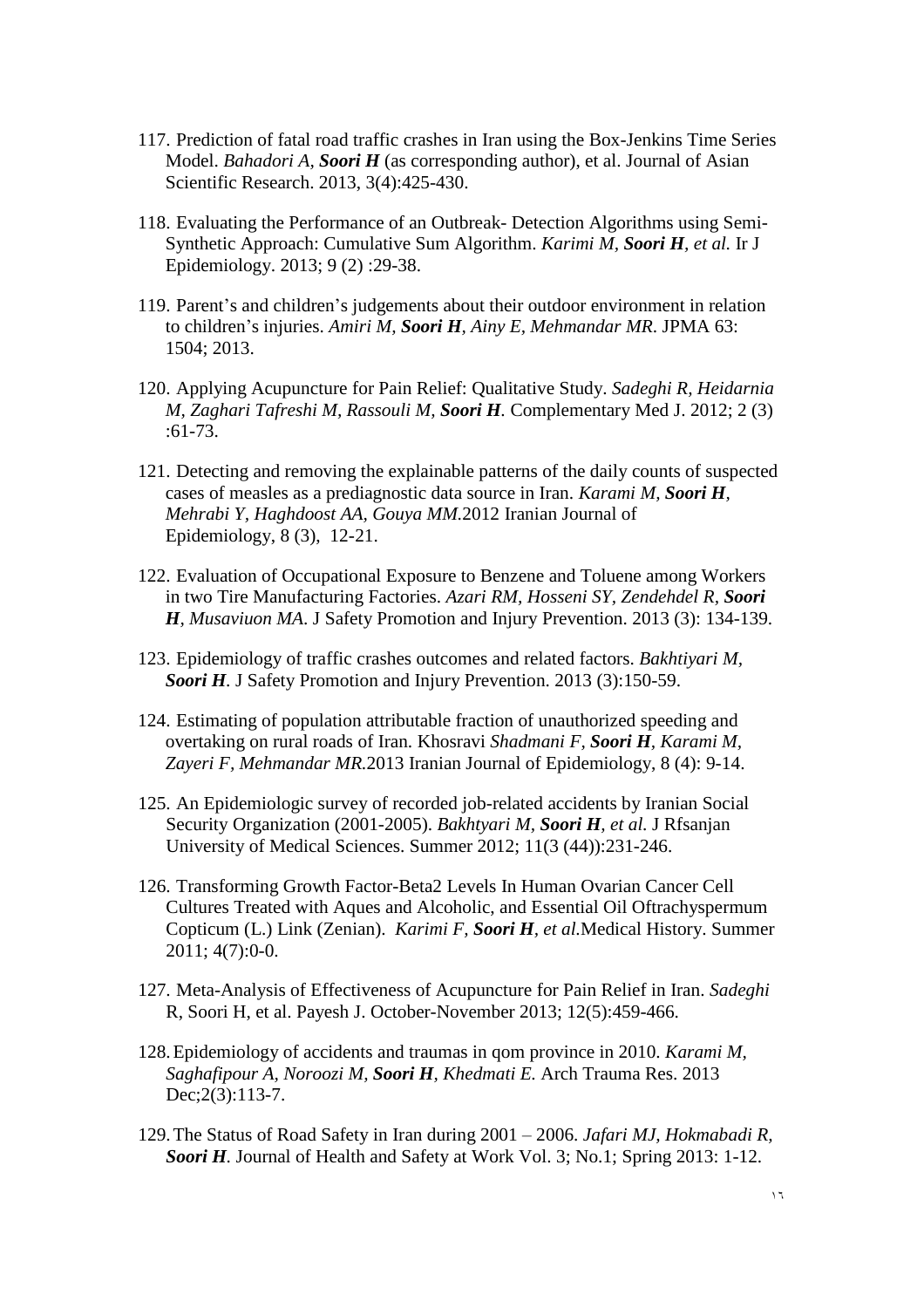117. Prediction of fatal road traffic crashes in Iran using the Box-Jenkins Time Series Model. *Bahadori A, **Soori H*** (as corresponding author), et al. Journal of Asian Scientific Research. 2013, 3(4):425-430.

118. Evaluating the Performance of an Outbreak- Detection Algorithms using Semi-Synthetic Approach: Cumulative Sum Algorithm. *Karimi M, **Soori H**, et al.* Ir J Epidemiology. 2013; 9 (2) :29-38.

119. Parent's and children's judgements about their outdoor environment in relation to children's injuries. *Amiri M, **Soori H**, Ainy E, Mehmandar MR*. JPMA 63: 1504; 2013.

120. Applying Acupuncture for Pain Relief: Qualitative Study. *Sadeghi R, Heidarnia M, Zaghari Tafreshi M, Rassouli M, **Soori H***. Complementary Med J. 2012; 2 (3) :61-73.

121. Detecting and removing the explainable patterns of the daily counts of suspected cases of measles as a prediagnostic data source in Iran. *Karami M, **Soori H**, Mehrabi Y, Haghdoost AA, Gouya MM.*2012 Iranian Journal of Epidemiology, 8 (3), 12-21.

122. Evaluation of Occupational Exposure to Benzene and Toluene among Workers in two Tire Manufacturing Factories. *Azari RM, Hosseni SY, Zendehdel R, **Soori H**, Musaviuon MA*. J Safety Promotion and Injury Prevention. 2013 (3): 134-139.

123. Epidemiology of traffic crashes outcomes and related factors. *Bakhtiyari M, **Soori H***. J Safety Promotion and Injury Prevention. 2013 (3):150-59.

124. Estimating of population attributable fraction of unauthorized speeding and overtaking on rural roads of Iran. Khosravi *Shadmani F, **Soori H**, Karami M, Zayeri F, Mehmandar MR.*2013 Iranian Journal of Epidemiology, 8 (4): 9-14.

125. An Epidemiologic survey of recorded job-related accidents by Iranian Social Security Organization (2001-2005). *Bakhtyari M, **Soori H**, et al.* J Rfsanjan University of Medical Sciences. Summer 2012; 11(3 (44)):231-246.

126. Transforming Growth Factor-Beta2 Levels In Human Ovarian Cancer Cell Cultures Treated with Aques and Alcoholic, and Essential Oil Oftrachyspermum Copticum (L.) Link (Zenian). *Karimi F, **Soori H**, et al.*Medical History. Summer 2011; 4(7):0-0.

127. Meta-Analysis of Effectiveness of Acupuncture for Pain Relief in Iran. *Sadeghi* R, Soori H, et al. Payesh J. October-November 2013; 12(5):459-466.

128. Epidemiology of accidents and traumas in qom province in 2010. *Karami M, Saghafipour A, Noroozi M, **Soori H**, Khedmati E.* Arch Trauma Res. 2013 Dec;2(3):113-7.

129. The Status of Road Safety in Iran during 2001 – 2006. *Jafari MJ, Hokmabadi R, **Soori H***. Journal of Health and Safety at Work Vol. 3; No.1; Spring 2013: 1-12.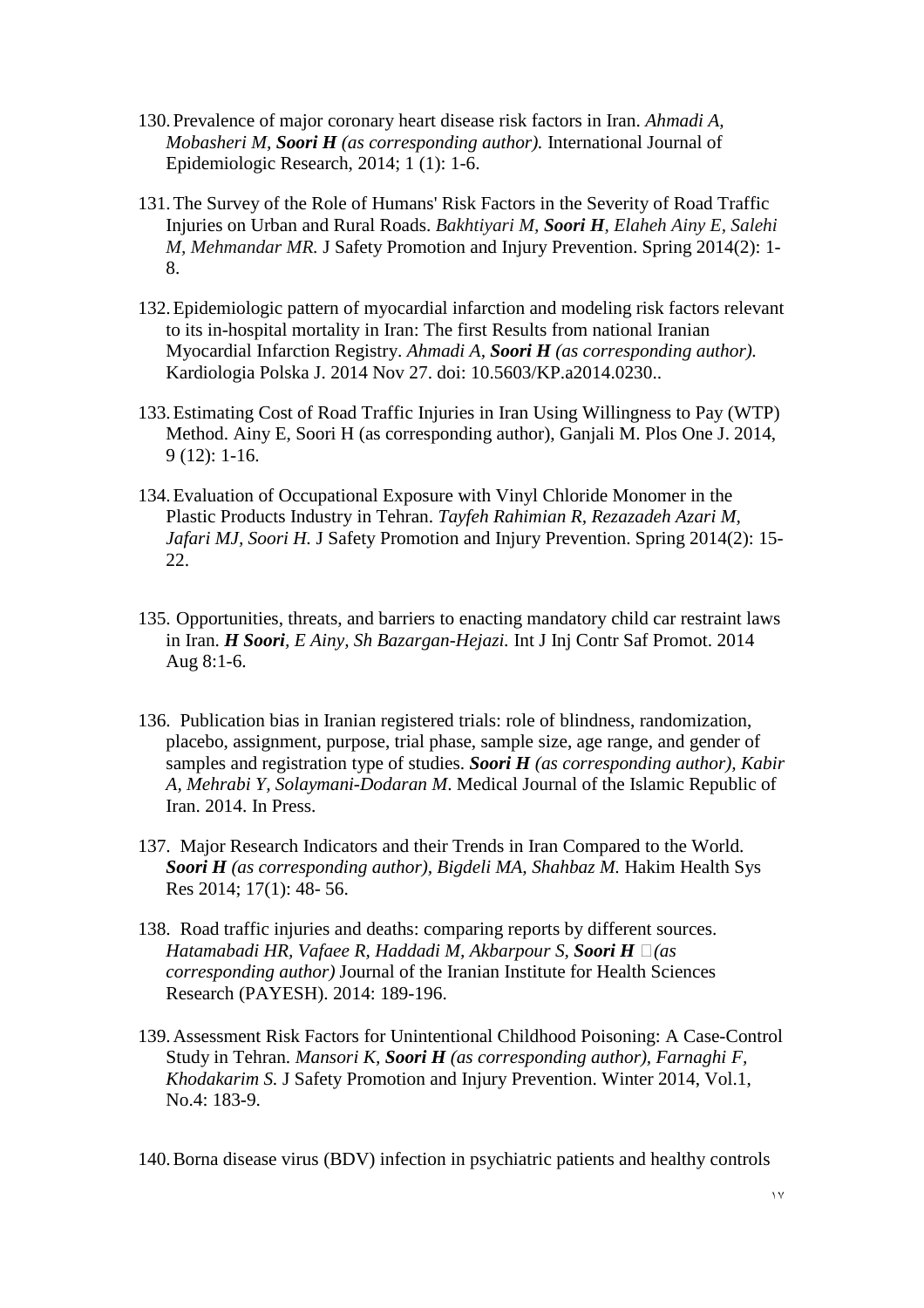130. Prevalence of major coronary heart disease risk factors in Iran. *Ahmadi A, Mobasheri M, **Soori H** (as corresponding author).* International Journal of Epidemiologic Research, 2014; 1 (1): 1-6.

131. The Survey of the Role of Humans' Risk Factors in the Severity of Road Traffic Injuries on Urban and Rural Roads. *Bakhtiyari M, **Soori H**, Elaheh Ainy E, Salehi M, Mehmandar MR.* J Safety Promotion and Injury Prevention. Spring 2014(2): 1-8.

132. Epidemiologic pattern of myocardial infarction and modeling risk factors relevant to its in-hospital mortality in Iran: The first Results from national Iranian Myocardial Infarction Registry. *Ahmadi A, **Soori H** (as corresponding author).* Kardiologia Polska J. 2014 Nov 27. doi: 10.5603/KP.a2014.0230..

133. Estimating Cost of Road Traffic Injuries in Iran Using Willingness to Pay (WTP) Method. Ainy E, Soori H (as corresponding author), Ganjali M. Plos One J. 2014, 9 (12): 1-16.

134. Evaluation of Occupational Exposure with Vinyl Chloride Monomer in the Plastic Products Industry in Tehran. *Tayfeh Rahimian R, Rezazadeh Azari M, Jafari MJ, Soori H.* J Safety Promotion and Injury Prevention. Spring 2014(2): 15-22.

135. Opportunities, threats, and barriers to enacting mandatory child car restraint laws in Iran. ***H Soori**, E Ainy, Sh Bazargan-Hejazi.* Int J Inj Contr Saf Promot. 2014 Aug 8:1-6.

136. Publication bias in Iranian registered trials: role of blindness, randomization, placebo, assignment, purpose, trial phase, sample size, age range, and gender of samples and registration type of studies. ***Soori H** (as corresponding author), Kabir A, Mehrabi Y, Solaymani-Dodaran M*. Medical Journal of the Islamic Republic of Iran. 2014. In Press.

137. Major Research Indicators and their Trends in Iran Compared to the World. ***Soori H** (as corresponding author), Bigdeli MA, Shahbaz M.* Hakim Health Sys Res 2014; 17(1): 48- 56.

138. Road traffic injuries and deaths: comparing reports by different sources. *Hatamabadi HR, Vafaee R, Haddadi M, Akbarpour S, **Soori H** (as corresponding author)* Journal of the Iranian Institute for Health Sciences Research (PAYESH). 2014: 189-196.

139. Assessment Risk Factors for Unintentional Childhood Poisoning: A Case-Control Study in Tehran. *Mansori K, **Soori H** (as corresponding author), Farnaghi F, Khodakarim S.* J Safety Promotion and Injury Prevention. Winter 2014, Vol.1, No.4: 183-9.

140. Borna disease virus (BDV) infection in psychiatric patients and healthy controls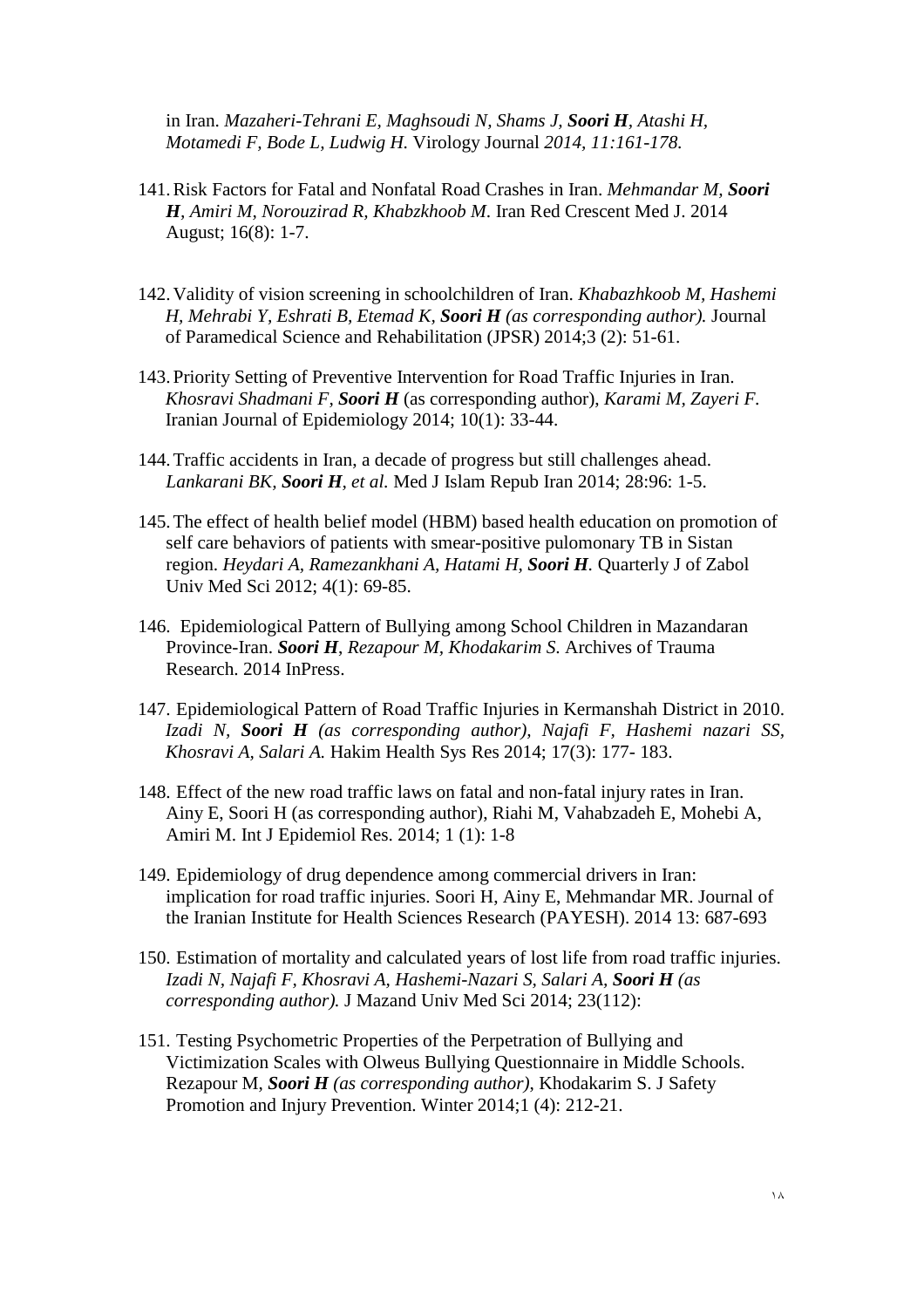in Iran. *Mazaheri-Tehrani E, Maghsoudi N, Shams J, **Soori H**, Atashi H, Motamedi F, Bode L, Ludwig H.* Virology Journal *2014, 11:161-178.*

141. Risk Factors for Fatal and Nonfatal Road Crashes in Iran. *Mehmandar M, **Soori H**, Amiri M, Norouzirad R, Khabzkhoob M.* Iran Red Crescent Med J. 2014 August; 16(8): 1-7.

142. Validity of vision screening in schoolchildren of Iran. *Khabazhkoob M, Hashemi H, Mehrabi Y, Eshrati B, Etemad K, **Soori H** (as corresponding author).* Journal of Paramedical Science and Rehabilitation (JPSR) 2014;3 (2): 51-61.

143. Priority Setting of Preventive Intervention for Road Traffic Injuries in Iran. *Khosravi Shadmani F, **Soori H*** (as corresponding author), *Karami M, Zayeri F.* Iranian Journal of Epidemiology 2014; 10(1): 33-44.

144. Traffic accidents in Iran, a decade of progress but still challenges ahead. *Lankarani BK, **Soori H**, et al.* Med J Islam Repub Iran 2014; 28:96: 1-5.

145. The effect of health belief model (HBM) based health education on promotion of self care behaviors of patients with smear-positive pulomonary TB in Sistan region. *Heydari A, Ramezankhani A, Hatami H, **Soori H**.* Quarterly J of Zabol Univ Med Sci 2012; 4(1): 69-85.

146. Epidemiological Pattern of Bullying among School Children in Mazandaran Province-Iran. ***Soori H**, Rezapour M, Khodakarim S.* Archives of Trauma Research. 2014 InPress.

147. Epidemiological Pattern of Road Traffic Injuries in Kermanshah District in 2010. *Izadi N, **Soori H** (as corresponding author), Najafi F, Hashemi nazari SS, Khosravi A, Salari A.* Hakim Health Sys Res 2014; 17(3): 177- 183.

148. Effect of the new road traffic laws on fatal and non-fatal injury rates in Iran. Ainy E, Soori H (as corresponding author), Riahi M, Vahabzadeh E, Mohebi A, Amiri M. Int J Epidemiol Res. 2014; 1 (1): 1-8

149. Epidemiology of drug dependence among commercial drivers in Iran: implication for road traffic injuries. Soori H, Ainy E, Mehmandar MR. Journal of the Iranian Institute for Health Sciences Research (PAYESH). 2014 13: 687-693

150. Estimation of mortality and calculated years of lost life from road traffic injuries. *Izadi N, Najafi F, Khosravi A, Hashemi-Nazari S, Salari A, **Soori H** (as corresponding author).* J Mazand Univ Med Sci 2014; 23(112):

151. Testing Psychometric Properties of the Perpetration of Bullying and Victimization Scales with Olweus Bullying Questionnaire in Middle Schools. Rezapour M, ***Soori H** (as corresponding author)*, Khodakarim S. J Safety Promotion and Injury Prevention. Winter 2014;1 (4): 212-21.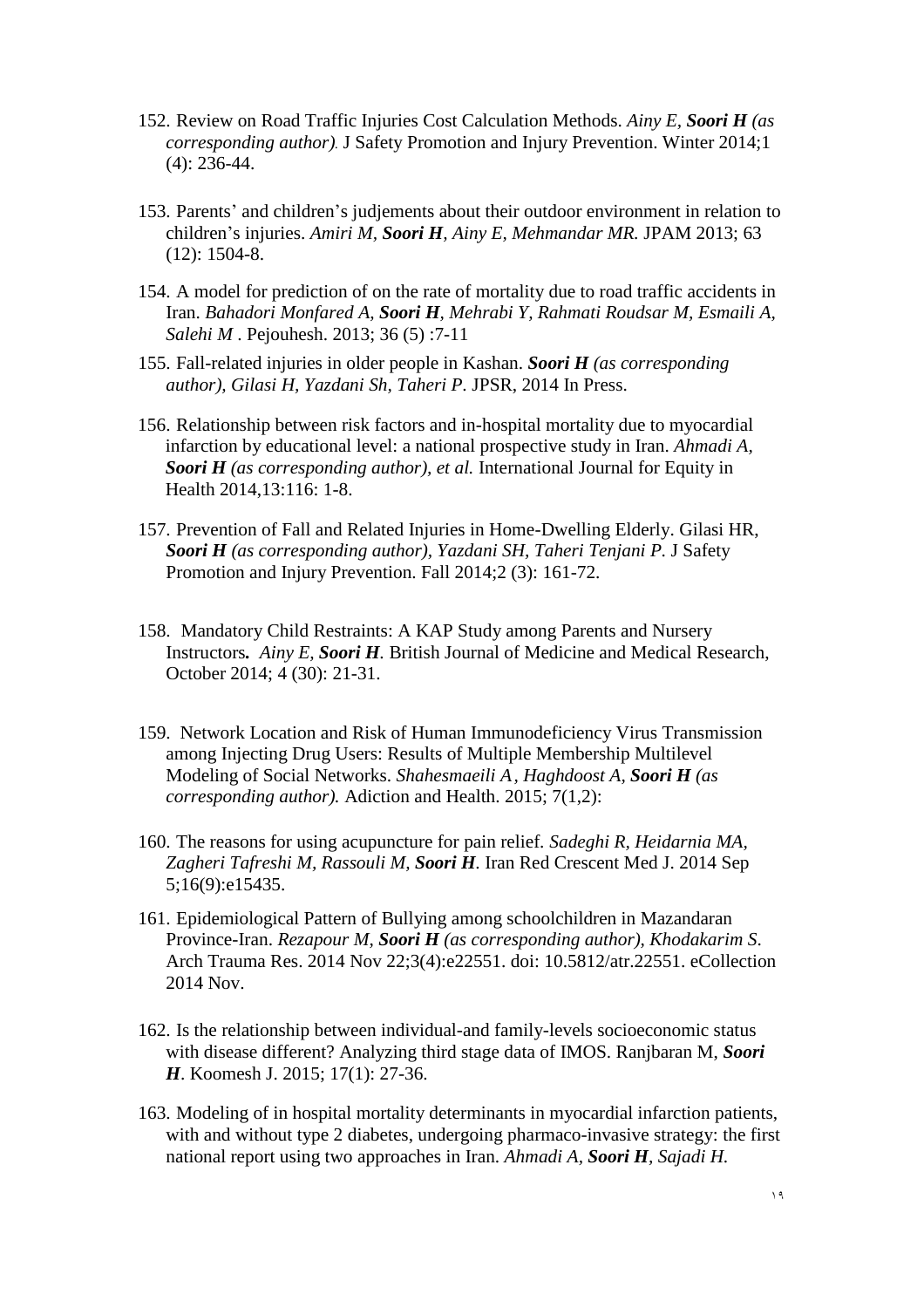152. Review on Road Traffic Injuries Cost Calculation Methods. *Ainy E,* ***Soori H*** *(as corresponding author).* J Safety Promotion and Injury Prevention. Winter 2014;1 (4): 236-44.

153. Parents' and children's judjements about their outdoor environment in relation to children's injuries. *Amiri M,* ***Soori H****, Ainy E, Mehmandar MR.* JPAM 2013; 63 (12): 1504-8.

154. A model for prediction of on the rate of mortality due to road traffic accidents in Iran. *Bahadori Monfared A,* ***Soori H****, Mehrabi Y, Rahmati Roudsar M, Esmaili A, Salehi M* . Pejouhesh. 2013; 36 (5) :7-11

155. Fall-related injuries in older people in Kashan. ***Soori H*** *(as corresponding author), Gilasi H, Yazdani Sh, Taheri P.* JPSR, 2014 In Press.

156. Relationship between risk factors and in-hospital mortality due to myocardial infarction by educational level: a national prospective study in Iran. *Ahmadi A,* ***Soori H*** *(as corresponding author), et al.* International Journal for Equity in Health 2014,13:116: 1-8.

157. Prevention of Fall and Related Injuries in Home-Dwelling Elderly. Gilasi HR, ***Soori H*** *(as corresponding author), Yazdani SH, Taheri Tenjani P.* J Safety Promotion and Injury Prevention. Fall 2014;2 (3): 161-72.

158. Mandatory Child Restraints: A KAP Study among Parents and Nursery Instructors*.* *Ainy E,* ***Soori H****.* British Journal of Medicine and Medical Research, October 2014; 4 (30): 21-31.

159. Network Location and Risk of Human Immunodeficiency Virus Transmission among Injecting Drug Users: Results of Multiple Membership Multilevel Modeling of Social Networks. *Shahesmaeili A , Haghdoost A,* ***Soori H*** *(as corresponding author).* Adiction and Health. 2015; 7(1,2):

160. The reasons for using acupuncture for pain relief. *Sadeghi R, Heidarnia MA, Zagheri Tafreshi M, Rassouli M,* ***Soori H****.* Iran Red Crescent Med J. 2014 Sep 5;16(9):e15435.

161. Epidemiological Pattern of Bullying among schoolchildren in Mazandaran Province-Iran. *Rezapour M,* ***Soori H*** *(as corresponding author), Khodakarim S.* Arch Trauma Res. 2014 Nov 22;3(4):e22551. doi: 10.5812/atr.22551. eCollection 2014 Nov.

162. Is the relationship between individual-and family-levels socioeconomic status with disease different? Analyzing third stage data of IMOS. Ranjbaran M, ***Soori H***. Koomesh J. 2015; 17(1): 27-36.

163. Modeling of in hospital mortality determinants in myocardial infarction patients, with and without type 2 diabetes, undergoing pharmaco-invasive strategy: the first national report using two approaches in Iran. *Ahmadi A,* ***Soori H****, Sajadi H.*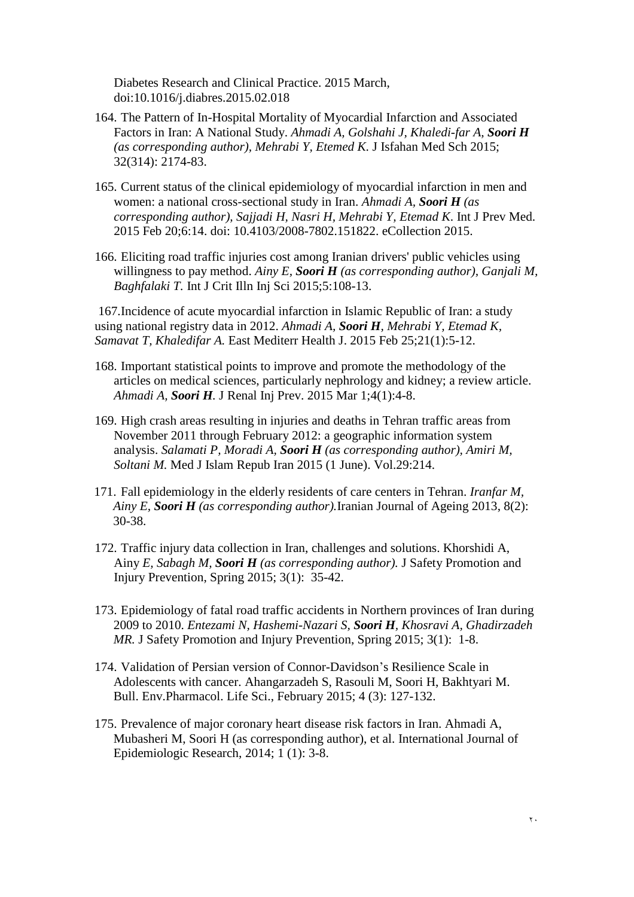Diabetes Research and Clinical Practice. 2015 March, doi:10.1016/j.diabres.2015.02.018

164. The Pattern of In-Hospital Mortality of Myocardial Infarction and Associated Factors in Iran: A National Study. *Ahmadi A, Golshahi J, Khaledi-far A,* ***Soori H*** *(as corresponding author), Mehrabi Y, Etemed K.* J Isfahan Med Sch 2015; 32(314): 2174-83.

165. Current status of the clinical epidemiology of myocardial infarction in men and women: a national cross-sectional study in Iran. *Ahmadi A,* ***Soori H*** *(as corresponding author), Sajjadi H, Nasri H, Mehrabi Y, Etemad K.* Int J Prev Med. 2015 Feb 20;6:14. doi: 10.4103/2008-7802.151822. eCollection 2015.

166. Eliciting road traffic injuries cost among Iranian drivers' public vehicles using willingness to pay method. *Ainy E,* ***Soori H*** *(as corresponding author), Ganjali M, Baghfalaki T.* Int J Crit Illn Inj Sci 2015;5:108-13.

167. Incidence of acute myocardial infarction in Islamic Republic of Iran: a study using national registry data in 2012. *Ahmadi A,* ***Soori H****, Mehrabi Y, Etemad K, Samavat T, Khaledifar A.* East Mediterr Health J. 2015 Feb 25;21(1):5-12.

168. Important statistical points to improve and promote the methodology of the articles on medical sciences, particularly nephrology and kidney; a review article. *Ahmadi A,* ***Soori H****.* J Renal Inj Prev. 2015 Mar 1;4(1):4-8.

169. High crash areas resulting in injuries and deaths in Tehran traffic areas from November 2011 through February 2012: a geographic information system analysis. *Salamati P, Moradi A,* ***Soori H*** *(as corresponding author), Amiri M, Soltani M.* Med J Islam Repub Iran 2015 (1 June). Vol.29:214.

171. Fall epidemiology in the elderly residents of care centers in Tehran. *Iranfar M, Ainy E,* ***Soori H*** *(as corresponding author).*Iranian Journal of Ageing 2013, 8(2): 30-38.

172. Traffic injury data collection in Iran, challenges and solutions. Khorshidi A, Ainy *E, Sabagh M,* ***Soori H*** *(as corresponding author).* J Safety Promotion and Injury Prevention, Spring 2015; 3(1): 35-42.

173. Epidemiology of fatal road traffic accidents in Northern provinces of Iran during 2009 to 2010. *Entezami N, Hashemi-Nazari S,* ***Soori H****, Khosravi A, Ghadirzadeh MR.* J Safety Promotion and Injury Prevention, Spring 2015; 3(1): 1-8.

174. Validation of Persian version of Connor-Davidson's Resilience Scale in Adolescents with cancer. Ahangarzadeh S, Rasouli M, Soori H, Bakhtyari M. Bull. Env.Pharmacol. Life Sci., February 2015; 4 (3): 127-132.

175. Prevalence of major coronary heart disease risk factors in Iran. Ahmadi A, Mubasheri M, Soori H (as corresponding author), et al. International Journal of Epidemiologic Research, 2014; 1 (1): 3-8.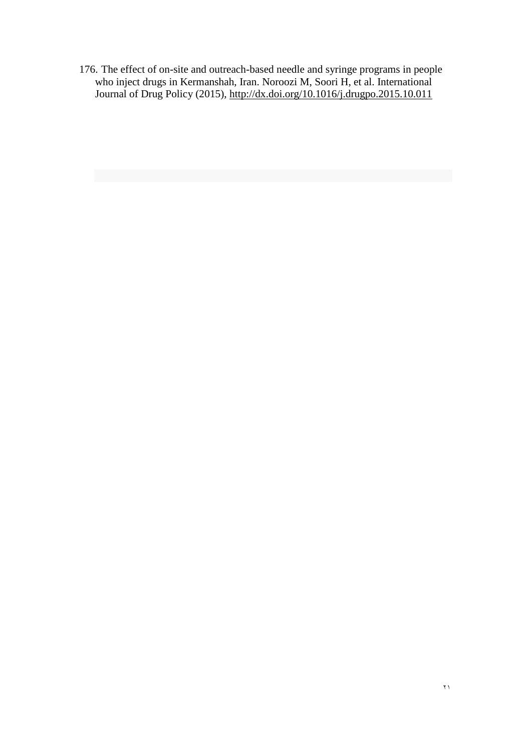176. The effect of on-site and outreach-based needle and syringe programs in people who inject drugs in Kermanshah, Iran. Noroozi M, Soori H, et al. International Journal of Drug Policy (2015), http://dx.doi.org/10.1016/j.drugpo.2015.10.011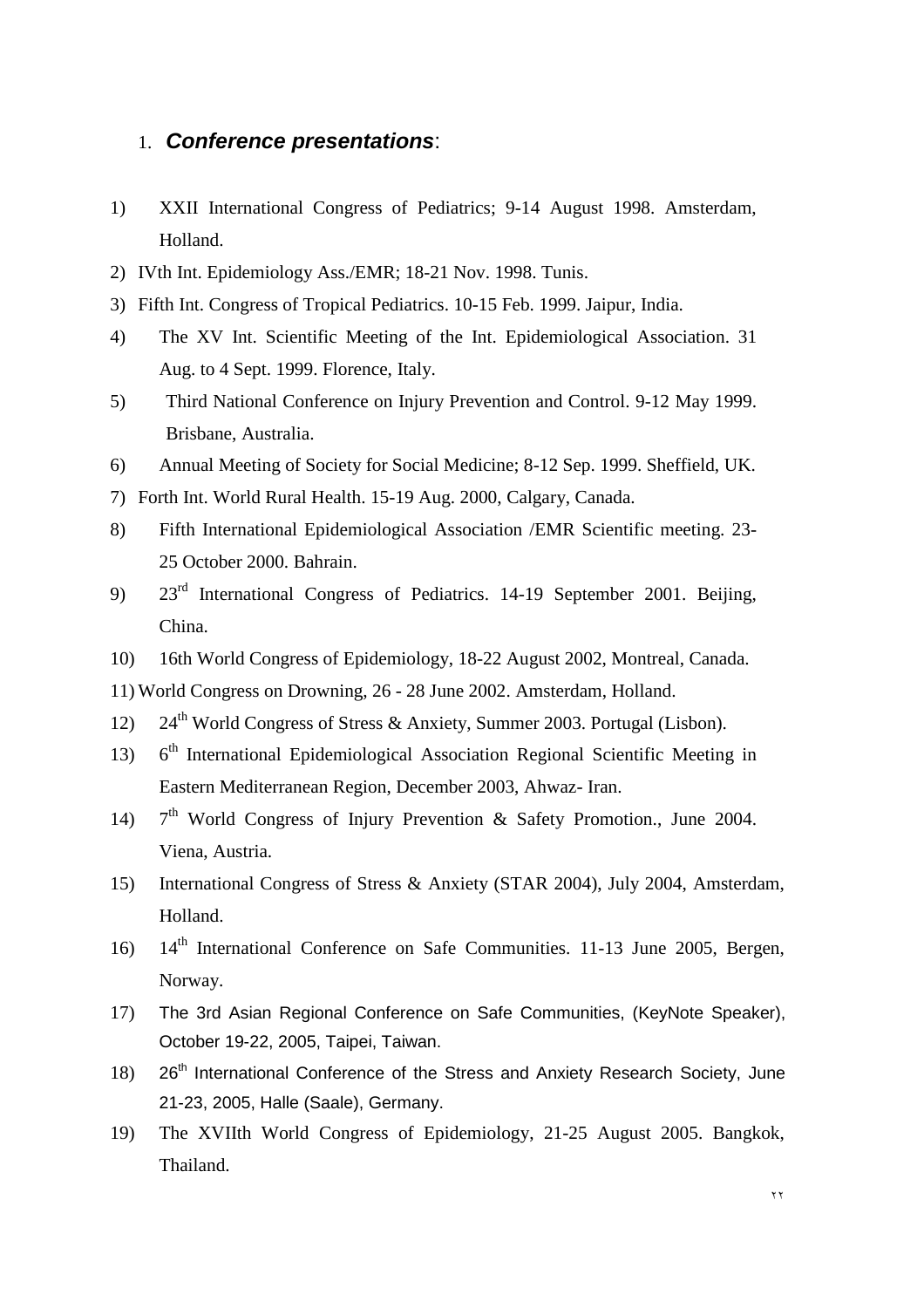1. ***Conference presentations***:

1) XXII International Congress of Pediatrics; 9-14 August 1998. Amsterdam, Holland.
2) IVth Int. Epidemiology Ass./EMR; 18-21 Nov. 1998. Tunis.
3) Fifth Int. Congress of Tropical Pediatrics. 10-15 Feb. 1999. Jaipur, India.
4) The XV Int. Scientific Meeting of the Int. Epidemiological Association. 31 Aug. to 4 Sept. 1999. Florence, Italy.
5) Third National Conference on Injury Prevention and Control. 9-12 May 1999. Brisbane, Australia.
6) Annual Meeting of Society for Social Medicine; 8-12 Sep. 1999. Sheffield, UK.
7) Forth Int. World Rural Health. 15-19 Aug. 2000, Calgary, Canada.
8) Fifth International Epidemiological Association /EMR Scientific meeting. 23-25 October 2000. Bahrain.
9) 23rd International Congress of Pediatrics. 14-19 September 2001. Beijing, China.
10) 16th World Congress of Epidemiology, 18-22 August 2002, Montreal, Canada.
11) World Congress on Drowning, 26 - 28 June 2002. Amsterdam, Holland.
12) 24th World Congress of Stress & Anxiety, Summer 2003. Portugal (Lisbon).
13) 6th International Epidemiological Association Regional Scientific Meeting in Eastern Mediterranean Region, December 2003, Ahwaz- Iran.
14) 7th World Congress of Injury Prevention & Safety Promotion., June 2004. Viena, Austria.
15) International Congress of Stress & Anxiety (STAR 2004), July 2004, Amsterdam, Holland.
16) 14th International Conference on Safe Communities. 11-13 June 2005, Bergen, Norway.
17) The 3rd Asian Regional Conference on Safe Communities, (KeyNote Speaker), October 19-22, 2005, Taipei, Taiwan.
18) 26th International Conference of the Stress and Anxiety Research Society, June 21-23, 2005, Halle (Saale), Germany.
19) The XVIIth World Congress of Epidemiology, 21-25 August 2005. Bangkok, Thailand.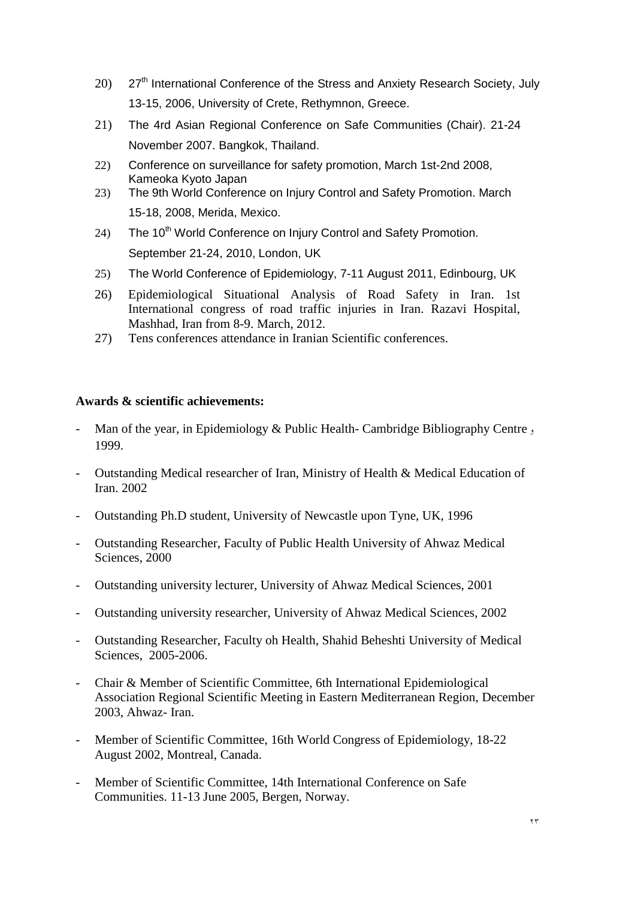20) 27th International Conference of the Stress and Anxiety Research Society, July 13-15, 2006, University of Crete, Rethymnon, Greece.

21) The 4rd Asian Regional Conference on Safe Communities (Chair). 21-24 November 2007. Bangkok, Thailand.

22) Conference on surveillance for safety promotion, March 1st-2nd 2008, Kameoka Kyoto Japan

23) The 9th World Conference on Injury Control and Safety Promotion. March 15-18, 2008, Merida, Mexico.

24) The 10th World Conference on Injury Control and Safety Promotion. September 21-24, 2010, London, UK

25) The World Conference of Epidemiology, 7-11 August 2011, Edinbourg, UK

26) Epidemiological Situational Analysis of Road Safety in Iran. 1st International congress of road traffic injuries in Iran. Razavi Hospital, Mashhad, Iran from 8-9. March, 2012.

27) Tens conferences attendance in Iranian Scientific conferences.

**Awards & scientific achievements:**

- Man of the year, in Epidemiology & Public Health- Cambridge Bibliography Centre ، 1999.
- Outstanding Medical researcher of Iran, Ministry of Health & Medical Education of Iran. 2002
- Outstanding Ph.D student, University of Newcastle upon Tyne, UK, 1996
- Outstanding Researcher, Faculty of Public Health University of Ahwaz Medical Sciences, 2000
- Outstanding university lecturer, University of Ahwaz Medical Sciences, 2001
- Outstanding university researcher, University of Ahwaz Medical Sciences, 2002
- Outstanding Researcher, Faculty oh Health, Shahid Beheshti University of Medical Sciences, 2005-2006.
- Chair & Member of Scientific Committee, 6th International Epidemiological Association Regional Scientific Meeting in Eastern Mediterranean Region, December 2003, Ahwaz- Iran.
- Member of Scientific Committee, 16th World Congress of Epidemiology, 18-22 August 2002, Montreal, Canada.
- Member of Scientific Committee, 14th International Conference on Safe Communities. 11-13 June 2005, Bergen, Norway.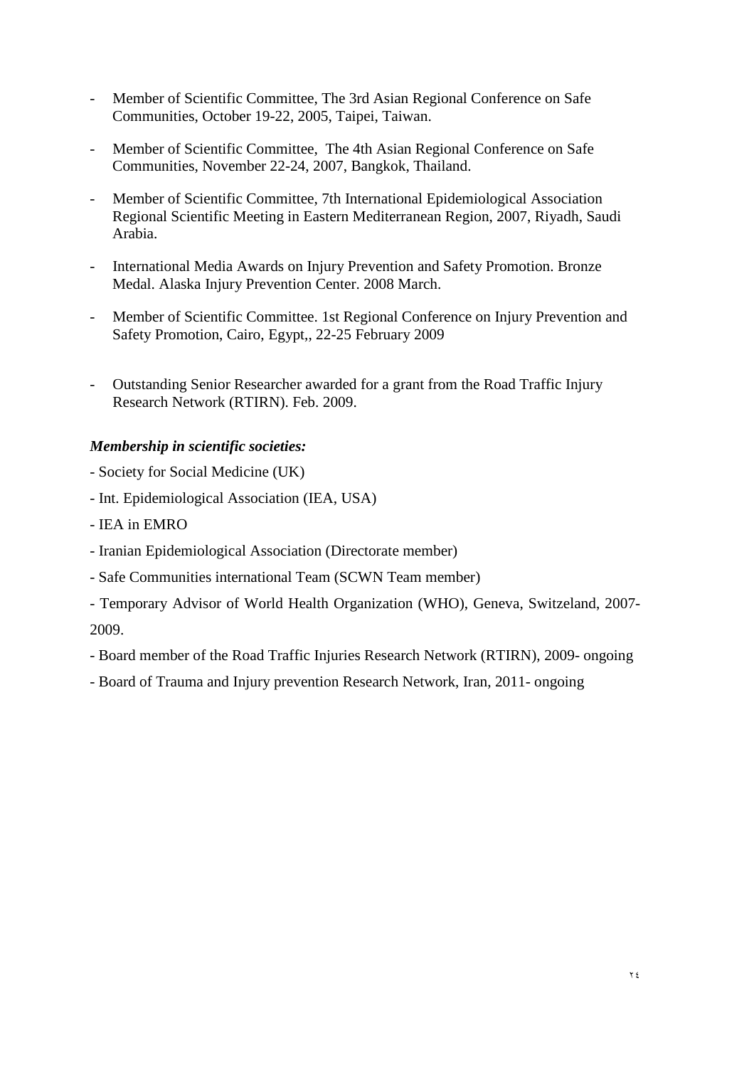- Member of Scientific Committee, The 3rd Asian Regional Conference on Safe Communities, October 19-22, 2005, Taipei, Taiwan.

- Member of Scientific Committee, The 4th Asian Regional Conference on Safe Communities, November 22-24, 2007, Bangkok, Thailand.

- Member of Scientific Committee, 7th International Epidemiological Association Regional Scientific Meeting in Eastern Mediterranean Region, 2007, Riyadh, Saudi Arabia.

- International Media Awards on Injury Prevention and Safety Promotion. Bronze Medal. Alaska Injury Prevention Center. 2008 March.

- Member of Scientific Committee. 1st Regional Conference on Injury Prevention and Safety Promotion, Cairo, Egypt,, 22-25 February 2009

- Outstanding Senior Researcher awarded for a grant from the Road Traffic Injury Research Network (RTIRN). Feb. 2009.

***Membership in scientific societies:***

- Society for Social Medicine (UK)
- Int. Epidemiological Association (IEA, USA)
- IEA in EMRO
- Iranian Epidemiological Association (Directorate member)
- Safe Communities international Team (SCWN Team member)
- Temporary Advisor of World Health Organization (WHO), Geneva, Switzeland, 2007-2009.
- Board member of the Road Traffic Injuries Research Network (RTIRN), 2009- ongoing
- Board of Trauma and Injury prevention Research Network, Iran, 2011- ongoing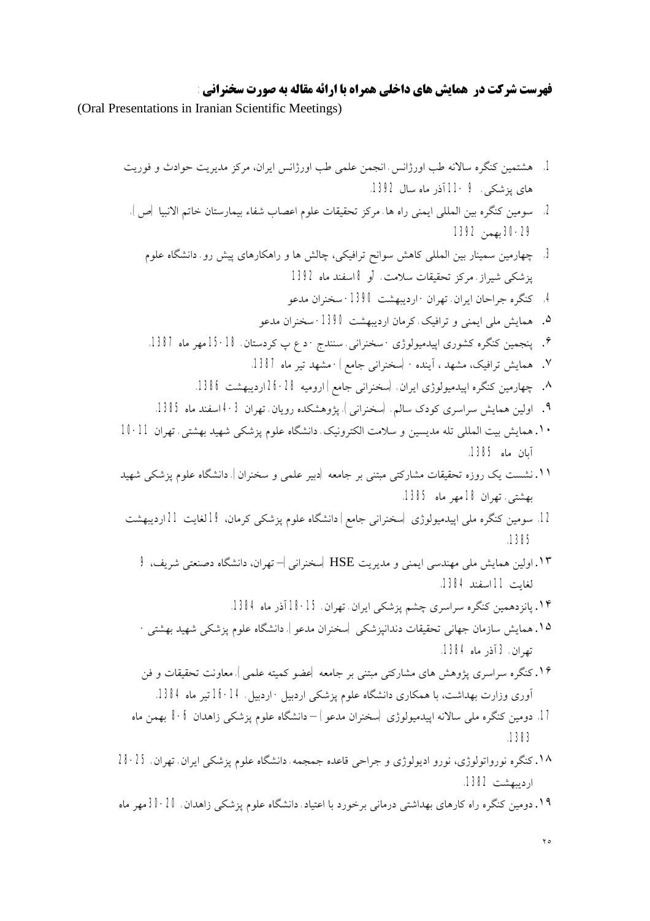**فهرست شرکت در  همایش های داخلی همراه با ارائه مقاله به صورت سخنرانی** :

(Oral Presentations in Iranian Scientific Meetings)

1. هشتمین کنگره سالانه طب اورژانس، انجمن علمی طب اورژانس ایران، مرکز مدیریت حوادث و فوریت های پزشکی، 9 - 11آذر ماه سال 1392.
2. سومین کنگره بین المللی ایمنی راه ها، مرکز تحقیقات علوم اعصاب شفاء بیمارستان خاتم الانبیا (ص). 29-30بهمن 1392
3. چهارمین سمینار بین المللی کاهش سوانح ترافیکی، چالش ها و راهکارهای پیش رو، دانشگاه علوم پزشکی شیراز، مرکز تحقیقات سلامت، 7و 8اسفند ماه 1392
4. کنگره جراحان ایران، تهران - اردیبهشت 1390 - سخنران مدعو
5. همایش ملی ایمنی و ترافیک، کرمان اردیبهشت 1390 - سخنران مدعو
6. پنجمین کنگره کشوری اپیدمیولوژی - سخنرانی، سنندج - د ع پ کردستان، 18-15مهر ماه 1387.
7. همایش ترافیک، مشهد ، آینده - (سخنرانی جامع) - مشهد تیر ماه 1387.
8. چهارمین کنگره اپیدمیولوژی ایران، (سخنرانی جامع) ارومیه 28-26اردیبهشت 1386.
9. اولین همایش سراسری کودک سالم، (سخنرانی)، پژوهشکده رویان، تهران 3-4اسفند ماه 1385.
10. همایش بیت المللی تله مدیسین و سلامت الکترونیک، دانشگاه علوم پزشکی شهید بهشتی، تهران 10-11 آبان ماه 1385.
11. نشست یک روزه تحقیقات مشارکتی مبتنی بر جامعه (دبیر علمی و سخنران)، دانشگاه علوم پزشکی شهید بهشتی، تهران 18مهر ماه 1385.
12. سومین کنگره ملی اپیدمیولوژی (سخنرانی جامع) دانشگاه علوم پزشکی کرمان، 19لغایت 21اردیبهشت 1385
13. اولین همایش ملی مهندسی ایمنی و مدیریت HSE (سخنرانی) – تهران، دانشگاه دصنعتی شریف، 9 لغایت 11اسفند 1384.
14. پانزدهمین کنگره سراسری چشم پزشکی ایران، تهران، 15-18آذر ماه 1384.
15. همایش سازمان جهانی تحقیقات دندانپزشکی (سخنران مدعو)، دانشگاه علوم پزشکی شهید بهشتی - تهران، 3آذر ماه 1384.
16. کنگره سراسری پژوهش های مشارکتی مبتنی بر جامعه (عضو کمیته علمی)، معاونت تحقیقات و فن آوری وزارت بهداشت، با همکاری دانشگاه علوم پزشکی اردبیل - اردبیل، 14-16تیر ماه 1384.
17. دومین کنگره ملی سالانه اپیدمیولوژی (سخنران مدعو) – دانشگاه علوم پزشکی زاهدان 6-8 بهمن ماه 1383
18. کنگره نوروانولوژی، نورو ادیولوژی و جراحی قاعده جمجمه، دانشگاه علوم پزشکی ایران، تهران، 25-28 اردیبهشت 1382.
19. دومین کنگره راه کارهای بهداشتی درمانی برخورد با اعتیاد، دانشگاه علوم پزشکی زاهدان، 20-30مهر ماه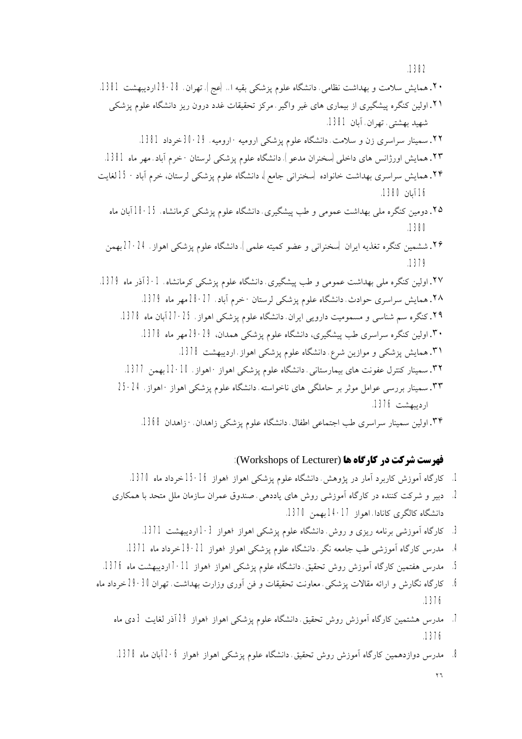.1382

۲۰. همایش سلامت و بهداشت نظامی، دانشگاه علوم پزشکی بقیه ا... (عج)، تهران، 28-29اردیبهشت 1381.

۲۱. اولین کنگره پیشگیری از بیماری های غیر واگیر، مرکز تحقیقات غدد درون ریز دانشگاه علوم پزشکی شهید بهشتی، تهران، آبان 1381.

۲۲. سمینار سراسری زن و سلامت، دانشگاه علوم پزشکی ارومیه ،ارومیه، 29-30خرداد 1381.

۲۳. همایش اورژانس های داخلی (سخنران مدعو)، دانشگاه علوم پزشکی لرستان ،خرم آباد، مهر ماه 1381.

۲۴. همایش سراسری بهداشت خانواده (سخنرانی جامع)، دانشگاه علوم پزشکی لرستان، خرم آباد ، 15لغایت 16آبان 1380.

۲۵. دومین کنگره ملی بهداشت عمومی و طب پیشگیری، دانشگاه علوم پزشکی کرمانشاه، 15-18آبان ماه 1380.

۲۶. ششمین کنگره تغذیه ایران (سخنرانی و عضو کمیته علمی)، دانشگاه علوم پزشکی اهواز، 24-27بهمن 1379.

۲۷. اولین کنگره ملی بهداشت عمومی و طب پیشگیری، دانشگاه علوم پزشکی کرمانشاه، 1-3آذر ماه 1379.

۲۸. همایش سراسری حوادث، دانشگاه علوم پزشکی لرستان ،خرم آباد، 27-28مهر ماه 1379.

۲۹. کنگره سم شناسی و مسمومیت دارویی ایران، دانشگاه علوم پزشکی اهواز، 25-27آبان ماه 1378.

۳۰. اولین کنگره سراسری طب پیشگیری، دانشگاه علوم پزشکی همدان، 29-29مهر ماه 1378.

۳۱. همایش پزشکی و موازین شرع، دانشگاه علوم پزشکی اهواز، اردیبهشت 1378.

۳۲. سمینار کنترل عفونت های بیمارستانی، دانشگاه علوم پزشکی اهواز ،اهواز، 10-12بهمن 1377.

۳۳. سمینار بررسی عوامل موثر بر حاملگی های ناخواسته، دانشگاه علوم پزشکی اهواز ،اهواز، 24-25 اردیبهشت 1376.

۳۴. اولین سمینار سراسری طب اجتماعی اطفال، دانشگاه علوم پزشکی زاهدان، ،زاهدان 1368.

## فهرست شرکت در کارگاه ها (Workshops of Lecturer):

1. کارگاه آموزش کاربرد آمار در پژوهش، دانشگاه علوم پزشکی اهواز ،اهواز 16-15خرداد ماه 1370.
2. دبیر و شرکت کننده در کارگاه آموزشی روش های یاددهی، صندوق عمران سازمان ملل متحد با همکاری دانشگاه کالگری کانادا، اهواز 17-14بهمن 1370.
3. کارگاه آموزشی برنامه ریزی و روش، دانشگاه علوم پزشکی اهواز ،اهواز 3-1اردیبهشت 1371.
4. مدرس کارگاه آموزشی طب جامعه نگر، دانشگاه علوم پزشکی اهواز ،اهواز 21-19خرداد ماه 1371.
5. مدرس هفتمین کارگاه آموزش روش تحقیق، دانشگاه علوم پزشکی اهواز ،اهواز 11-7اردیبهشت ماه 1376.
6. کارگاه نگارش و ارائه مقالات پزشکی، معاونت تحقیقات و فن آوری وزارت بهداشت، تهران 30-29خرداد ماه 1376.
7. مدرس هشتمین کارگاه آموزش روش تحقیق، دانشگاه علوم پزشکی اهواز ،اهواز 29آذر لغایت 3دی ماه 1376.
8. مدرس دوازدهمین کارگاه آموزش روش تحقیق، دانشگاه علوم پزشکی اهواز ،اهواز 6-2آبان ماه 1378.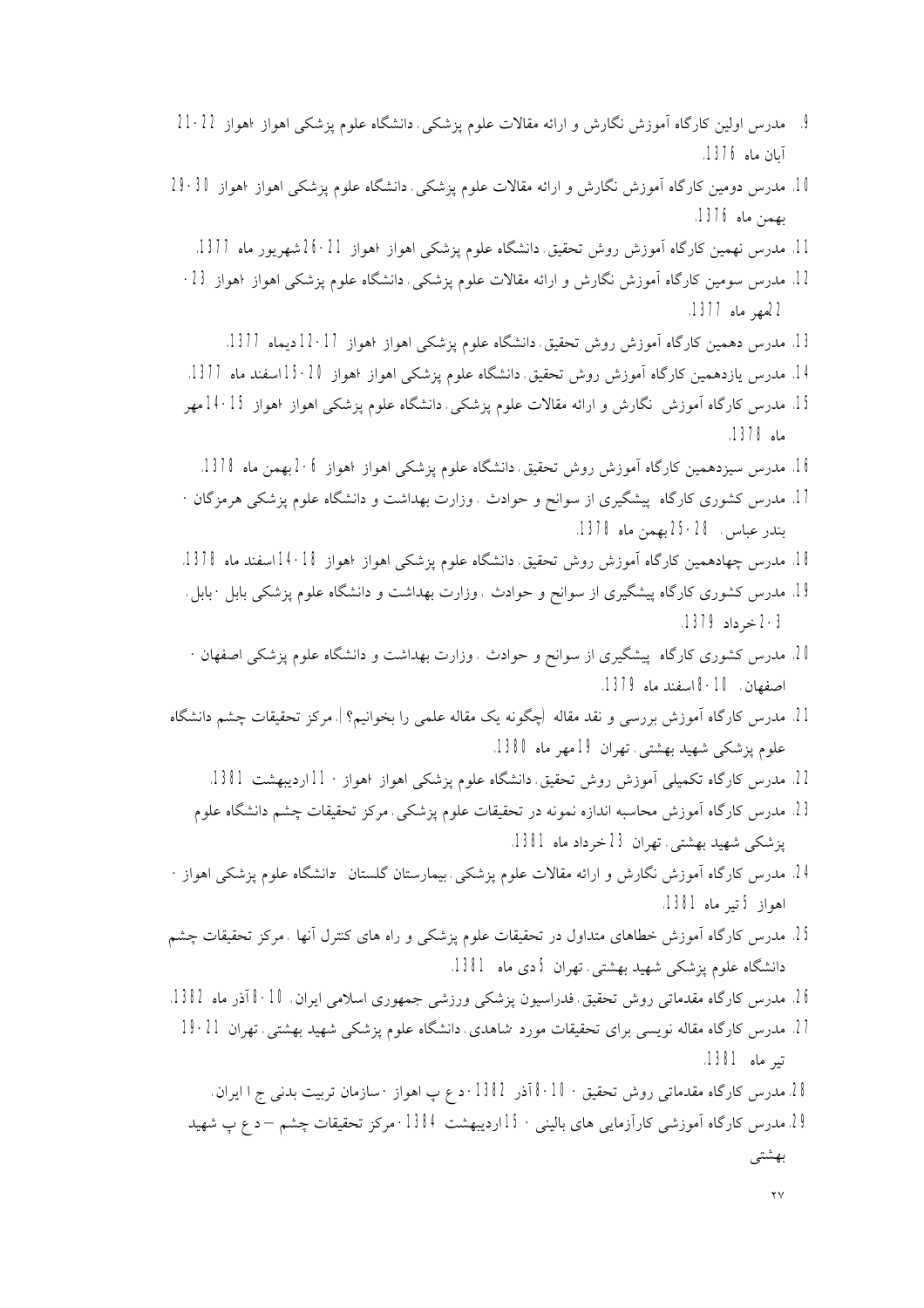9. مدرس اولین کارگاه آموزش نگارش و ارائه مقالات علوم پزشکی، دانشگاه علوم پزشکی اهواز، اهواز 22-21 آبان ماه 1376.
10. مدرس دومین کارگاه آموزش نگارش و ارائه مقالات علوم پزشکی، دانشگاه علوم پزشکی اهواز، اهواز 30-29 بهمن ماه 1376.
11. مدرس نهمین کارگاه آموزش روش تحقیق، دانشگاه علوم پزشکی اهواز، اهواز 21-26 شهریور ماه 1377.
12. مدرس سومین کارگاه آموزش نگارش و ارائه مقالات علوم پزشکی، دانشگاه علوم پزشکی اهواز، اهواز 23-22 مهر ماه 1377.
13. مدرس دهمین کارگاه آموزش روش تحقیق، دانشگاه علوم پزشکی اهواز، اهواز 17-12 دیماه 1377.
14. مدرس یازدهمین کارگاه آموزش روش تحقیق، دانشگاه علوم پزشکی اهواز، اهواز 20-15 اسفند ماه 1377.
15. مدرس کارگاه آموزش نگارش و ارائه مقالات علوم پزشکی، دانشگاه علوم پزشکی اهواز، اهواز 15-14 مهر ماه 1378.
16. مدرس سیزدهمین کارگاه آموزش روش تحقیق، دانشگاه علوم پزشکی اهواز، اهواز 6-2 بهمن ماه 1378.
17. مدرس کشوری کارگاه پیشگیری از سوانح و حوادث، وزارت بهداشت و دانشگاه علوم پزشکی هرمزگان، بندر عباس، 28-25 بهمن ماه 1378.
18. مدرس چهادهمین کارگاه آموزش روش تحقیق، دانشگاه علوم پزشکی اهواز، اهواز 18-14 اسفند ماه 1378.
19. مدرس کشوری کارگاه پیشگیری از سوانح و حوادث، وزارت بهداشت و دانشگاه علوم پزشکی بابل، بابل، 3-2 خرداد 1379.
20. مدرس کشوری کارگاه پیشگیری از سوانح و حوادث، وزارت بهداشت و دانشگاه علوم پزشکی اصفهان، اصفهان، 10-8 اسفند ماه 1379.
21. مدرس کارگاه آموزش بررسی و نقد مقاله (چگونه یک مقاله علمی را بخوانیم؟)، مرکز تحقیقات چشم دانشگاه علوم پزشکی شهید بهشتی، تهران 19 مهر ماه 1380.
22. مدرس کارگاه تکمیلی آموزش روش تحقیق، دانشگاه علوم پزشکی اهواز، اهواز، 11 اردیبهشت 1381.
23. مدرس کارگاه آموزش محاسبه اندازه نمونه در تحقیقات علوم پزشکی، مرکز تحقیقات چشم دانشگاه علوم پزشکی شهید بهشتی، تهران 23 خرداد ماه 1381.
24. مدرس کارگاه آموزش نگارش و ارائه مقالات علوم پزشکی، بیمارستان گلستان، دانشگاه علوم پزشکی اهواز، اهواز 5 تیر ماه 1381.
25. مدرس کارگاه آموزش خطاهای متداول در تحقیقات علوم پزشکی و راه های کنترل آنها، مرکز تحقیقات چشم دانشگاه علوم پزشکی شهید بهشتی، تهران 5 دی ماه 1381.
26. مدرس کارگاه مقدماتی روش تحقیق، فدراسیون پزشکی ورزشی جمهوری اسلامی ایران، 10-8 آذر ماه 1382.
27. مدرس کارگاه مقاله نویسی برای تحقیقات مورد شاهدی، دانشگاه علوم پزشکی شهید بهشتی، تهران 21-19 تیر ماه 1381.
28. مدرس کارگاه مقدماتی روش تحقیق، 10-8 آذر 1382، د ع پ اهواز، سازمان تربیت بدنی ج ا ایران.
29. مدرس کارگاه آموزشی کارآزمایی های بالینی، 15 اردیبهشت 1384، مرکز تحقیقات چشم – د ع پ شهید بهشتی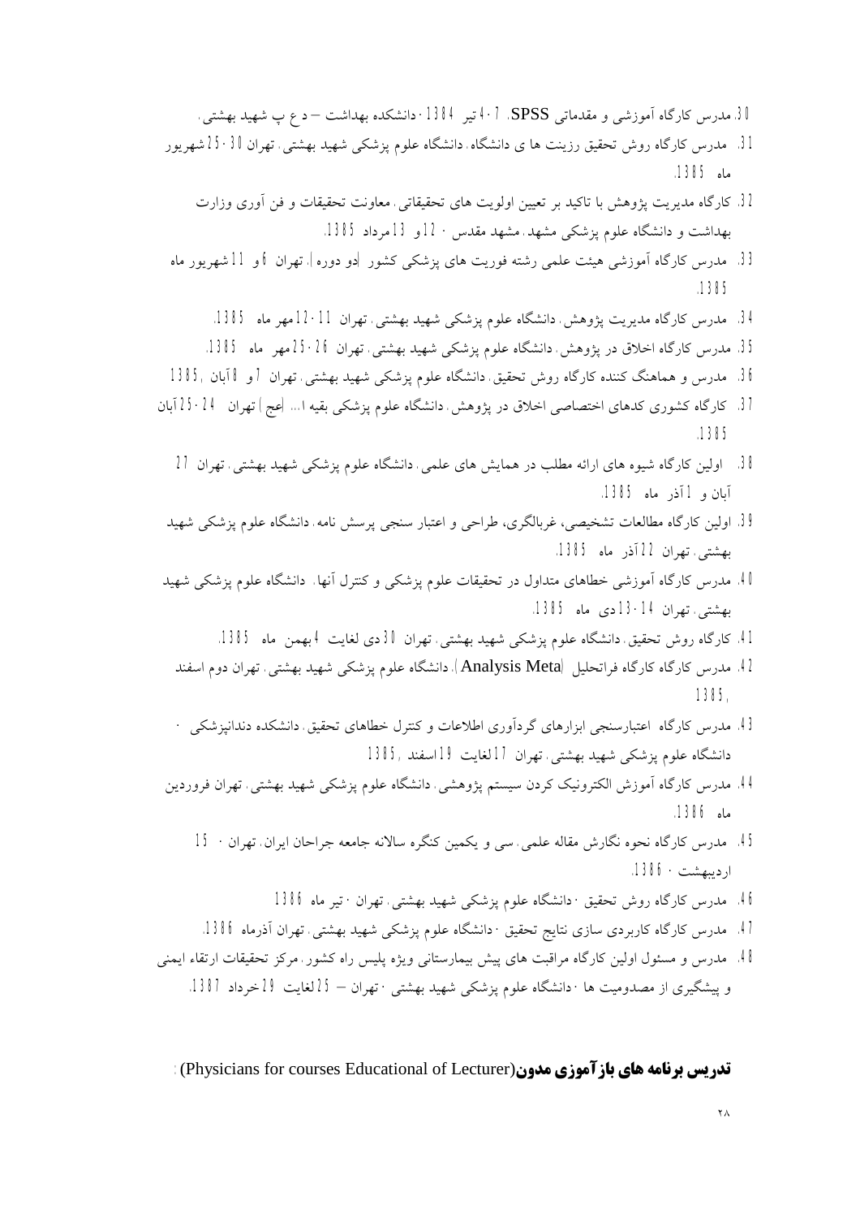30. مدرس کارگاه آموزشی و مقدماتی SPSS، 7-4 تیر 1384 ، دانشکده بهداشت – د ع پ شهید بهشتی.

31. مدرس کارگاه روش تحقیق رزینت ها ی دانشگاه، دانشگاه علوم پزشکی شهید بهشتی، تهران 30-25 شهریور ماه 1385.

32. کارگاه مدیریت پژوهش با تاکید بر تعیین اولویت های تحقیقاتی، معاونت تحقیقات و فن آوری وزارت بهداشت و دانشگاه علوم پزشکی مشهد، مشهد مقدس ، 12 و 13 مرداد 1385.

33. مدرس کارگاه آموزشی هیئت علمی رشته فوریت های پزشکی کشور (دو دوره)، تهران 6 و 11 شهریور ماه 1385

34. مدرس کارگاه مدیریت پژوهش، دانشگاه علوم پزشکی شهید بهشتی، تهران 11-12 مهر ماه 1385.

35. مدرس کارگاه اخلاق در پژوهش، دانشگاه علوم پزشکی شهید بهشتی، تهران 26-25 مهر ماه 1385.

36. مدرس و هماهنگ کننده کارگاه روش تحقیق، دانشگاه علوم پزشکی شهید بهشتی، تهران 7 و 8 آبان 1385،

37. کارگاه کشوری کدهای اختصاصی اخلاق در پژوهش، دانشگاه علوم پزشکی بقیه ا... (عج) تهران 24-25 آبان 1385

38. اولین کارگاه شیوه های ارائه مطلب در همایش های علمی، دانشگاه علوم پزشکی شهید بهشتی، تهران 27 آبان و 1 آذر ماه 1385.

39. اولین کارگاه مطالعات تشخیصی، غربالگری، طراحی و اعتبار سنجی پرسش نامه، دانشگاه علوم پزشکی شهید بهشتی، تهران 22 آذر ماه 1385.

40. مدرس کارگاه آموزشی خطاهای متداول در تحقیقات علوم پزشکی و کنترل آنها، دانشگاه علوم پزشکی شهید بهشتی، تهران 14-13 دی ماه 1385.

41. کارگاه روش تحقیق، دانشگاه علوم پزشکی شهید بهشتی، تهران 30 دی لغایت 4 بهمن ماه 1385.

42. مدرس کارگاه کارگاه فراتحلیل (Meta Analysis)، دانشگاه علوم پزشکی شهید بهشتی، تهران دوم اسفند 1385،

43. مدرس کارگاه اعتبارسنجی ابزارهای گردآوری اطلاعات و کنترل خطاهای تحقیق، دانشکده دندانپزشکی ، دانشگاه علوم پزشکی شهید بهشتی، تهران 17 لغایت 19 اسفند 1385،

44. مدرس کارگاه آموزش الکترونیک کردن سیستم پژوهشی، دانشگاه علوم پزشکی شهید بهشتی، تهران فروردین ماه 1386.

45. مدرس کارگاه نحوه نگارش مقاله علمی، سی و یکمین کنگره سالانه جامعه جراحان ایران، تهران ، 15 اردیبهشت ، 1386.

46. مدرس کارگاه روش تحقیق ، دانشگاه علوم پزشکی شهید بهشتی، تهران ، تیر ماه 1386

47. مدرس کارگاه کاربردی سازی نتایج تحقیق ، دانشگاه علوم پزشکی شهید بهشتی، تهران آذرماه 1386.

48. مدرس و مسئول اولین کارگاه مراقبت های پیش بیمارستانی ویژه پلیس راه کشور، مرکز تحقیقات ارتقاء ایمنی و پیشگیری از مصدومیت ها ، دانشگاه علوم پزشکی شهید بهشتی ، تهران – 25 لغایت 29 خرداد 1387.

**تدریس برنامه های بازآموزی مدون**(Physicians for courses Educational of Lecturer):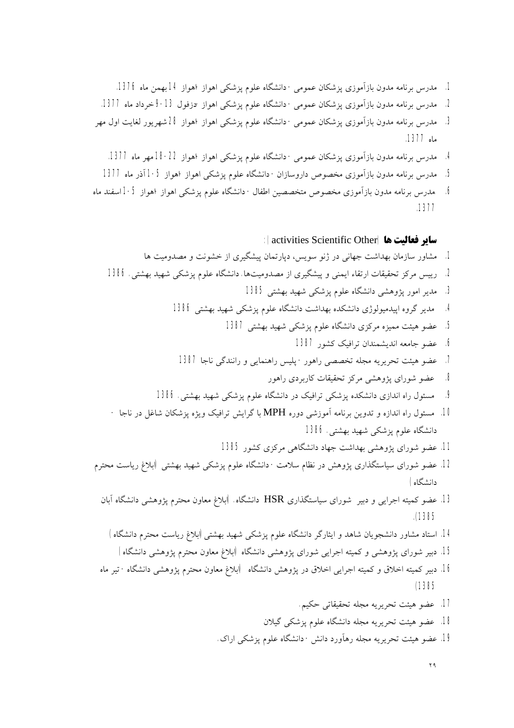1. مدرس برنامه مدون بازآموزی پزشکان عمومی ، دانشگاه علوم پزشکی اهواز ،اهواز 14 بهمن ماه 1376.
2. مدرس برنامه مدون بازآموزی پزشکان عمومی ، دانشگاه علوم پزشکی اهواز ،دزفول 13-9 خرداد ماه 1377.
3. مدرس برنامه مدون بازآموزی پزشکان عمومی ، دانشگاه علوم پزشکی اهواز ،اهواز 28 شهریور لغایت اول مهر ماه 1377.
4. مدرس برنامه مدون بازآموزی پزشکان عمومی ، دانشگاه علوم پزشکی اهواز ،اهواز 22-18 مهر ماه 1377.
5. مدرس برنامه مدون بازآموزی مخصوص داروسازان ، دانشگاه علوم پزشکی اهواز ،اهواز 5-1 آذر ماه 1377
6. مدرس برنامه مدون بازآموزی مخصوص متخصصین اطفال ، دانشگاه علوم پزشکی اهواز ،اهواز 5-1 اسفند ماه 1377.

## سایر فعالیت ها (Other Scientific activities):

1. مشاور سازمان بهداشت جهانی در ژنو سویس، دپارتمان پیشگیری از خشونت و مصدومیت ها
2. رییس مرکز تحقیقات ارتقاء ایمنی و پیشگیری از مصدومیت‌ها، دانشگاه علوم پزشکی شهید بهشتی، 1386
3. مدیر امور پژوهشی دانشگاه علوم پزشکی شهید بهشتی 1385
4. مدیر گروه اپیدمیولوژی دانشکده بهداشت دانشگاه علوم پزشکی شهید بهشتی 1386
5. عضو هیئت ممیزه مرکزی دانشگاه علوم پزشکی شهید بهشتی 1387
6. عضو جامعه اندیشمندان ترافیک کشور 1387
7. عضو هیئت تحریریه مجله تخصصی راهور ، پلیس راهنمایی و رانندگی ناجا 1387
8. عضو شورای پژوهشی مرکز تحقیقات کاربردی راهور
9. مسئول راه اندازی دانشکده پزشکی ترافیک در دانشگاه علوم پزشکی شهید بهشتی، 1386
10. مسئول راه اندازه و تدوین برنامه آموزشی دوره MPH با گرایش ترافیک ویژه پزشکان شاغل در ناجا ، دانشگاه علوم پزشکی شهید بهشتی، 1386
11. عضو شورای پژوهشی بهداشت جهاد دانشگاهی مرکزی کشور 1385
12. عضو شورای سیاستگذاری پژوهش در نظام سلامت ، دانشگاه علوم پزشکی شهید بهشتی (ابلاغ ریاست محترم دانشگاه)
13. عضو کمیته اجرایی و دبیر شورای سیاستگذاری HSR دانشگاه، (ابلاغ معاون محترم پژوهشی دانشگاه آبان 1385).
14. استاد مشاور دانشجویان شاهد و ایثارگر دانشگاه علوم پزشکی شهید بهشتی (ابلاغ ریاست محترم دانشگاه)
15. دبیر شورای پژوهشی و کمیته اجرایی شورای پژوهشی دانشگاه (ابلاغ معاون محترم پژوهشی دانشگاه)
16. دبیر کمیته اخلاق و کمیته اجرایی اخلاق در پژوهش دانشگاه (ابلاغ معاون محترم پژوهشی دانشگاه ، تیر ماه 1385)
17. عضو هیئت تحریریه مجله تحقیقاتی حکیم،
18. عضو هیئت تحریریه مجله دانشگاه علوم پزشکی گیلان
19. عضو هیئت تحریریه مجله رهآورد دانش ، دانشگاه علوم پزشکی اراک،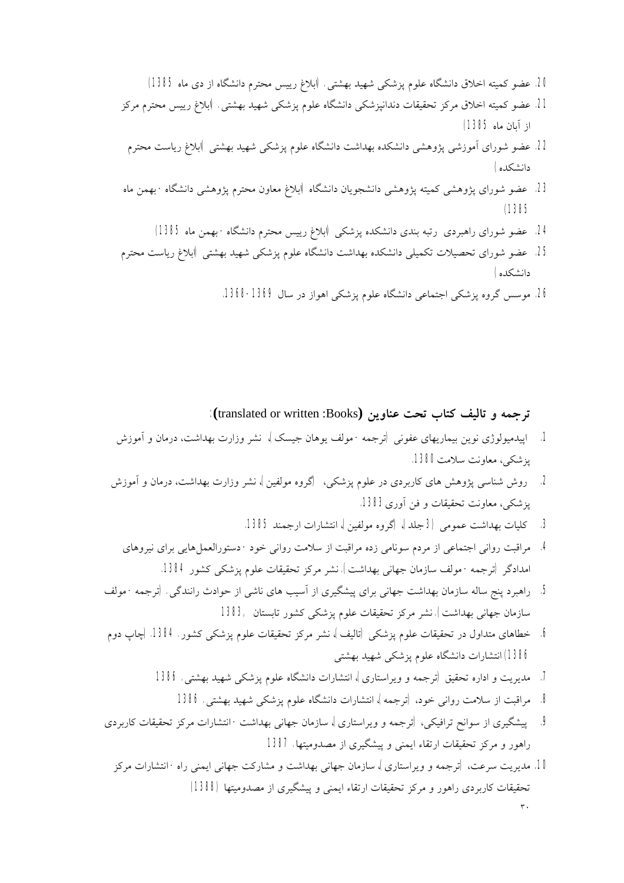20. عضو کمیته اخلاق دانشگاه علوم پزشکی شهید بهشتی. (ابلاغ رییس محترم دانشگاه از دی ماه 1385)
21. عضو کمیته اخلاق مرکز تحقیقات دندانپزشکی دانشگاه علوم پزشکی شهید بهشتی. (ابلاغ رییس محترم مرکز از آبان ماه 1385)
22. عضو شورای آموزشی پژوهشی دانشکده بهداشت دانشگاه علوم پزشکی شهید بهشتی (ابلاغ ریاست محترم دانشکده)
23. عضو شورای پژوهشی کمیته پژوهشی دانشجویان دانشگاه (ابلاغ معاون محترم پژوهشی دانشگاه - بهمن ماه 1385)
24. عضو شورای راهبردی رتبه بندی دانشکده پزشکی (ابلاغ رییس محترم دانشگاه - بهمن ماه 1385)
25. عضو شورای تحصیلات تکمیلی دانشکده بهداشت دانشگاه علوم پزشکی شهید بهشتی (ابلاغ ریاست محترم دانشکده)
26. موسس گروه پزشکی اجتماعی دانشگاه علوم پزشکی اهواز در سال 1369-1368.

## ترجمه و تالیف کتاب تحت عناوین (Books: translated or written):

1. اپیدمیولوژی نوین بیماریهای عفونی (ترجمه - مولف یوهان جیسک)، نشر وزارت بهداشت، درمان و آموزش پزشکی، معاونت سلامت 1380.
2. روش شناسی پژوهش های کاربردی در علوم پزشکی، (گروه مولفین)، نشر وزارت بهداشت، درمان و آموزش پزشکی، معاونت تحقیقات و فن آوری 1383.
3. کلیات بهداشت عمومی (3 جلد)، (گروه مولفین)، انتشارات ارجمند 1385.
4. مراقبت روانی اجتماعی از مردم سونامی زده مراقبت از سلامت روانی خود - دستورالعمل‌هایی برای نیروهای امدادگر (ترجمه - مولف سازمان جهانی بهداشت)، نشر مرکز تحقیقات علوم پزشکی کشور 1384.
5. راهبرد پنج ساله سازمان بهداشت جهانی برای پیشگیری از آسیب های ناشی از حوادث رانندگی. (ترجمه - مولف سازمان جهانی بهداشت)، نشر مرکز تحقیقات علوم پزشکی کشور تابستان 1383.
6. خطاهای متداول در تحقیقات علوم پزشکی (تالیف)، نشر مرکز تحقیقات علوم پزشکی کشور. 1384. (چاپ دوم 1386) انتشارات دانشگاه علوم پزشکی شهید بهشتی
7. مدیریت و اداره تحقیق (ترجمه و ویراستاری)، انتشارات دانشگاه علوم پزشکی شهید بهشتی. 1386
8. مراقبت از سلامت روانی خود، (ترجمه)، انتشارات دانشگاه علوم پزشکی شهید بهشتی. 1386
9. پیشگیری از سوانح ترافیکی، (ترجمه و ویراستاری)، سازمان جهانی بهداشت - انتشارات مرکز تحقیقات کاربردی راهور و مرکز تحقیقات ارتقاء ایمنی و پیشگیری از مصدومیتها. 1387
10. مدیریت سرعت، (ترجمه و ویراستاری)، سازمان جهانی بهداشت و مشارکت جهانی ایمنی راه - انتشارات مرکز تحقیقات کاربردی راهور و مرکز تحقیقات ارتقاء ایمنی و پیشگیری از مصدومیتها (1388)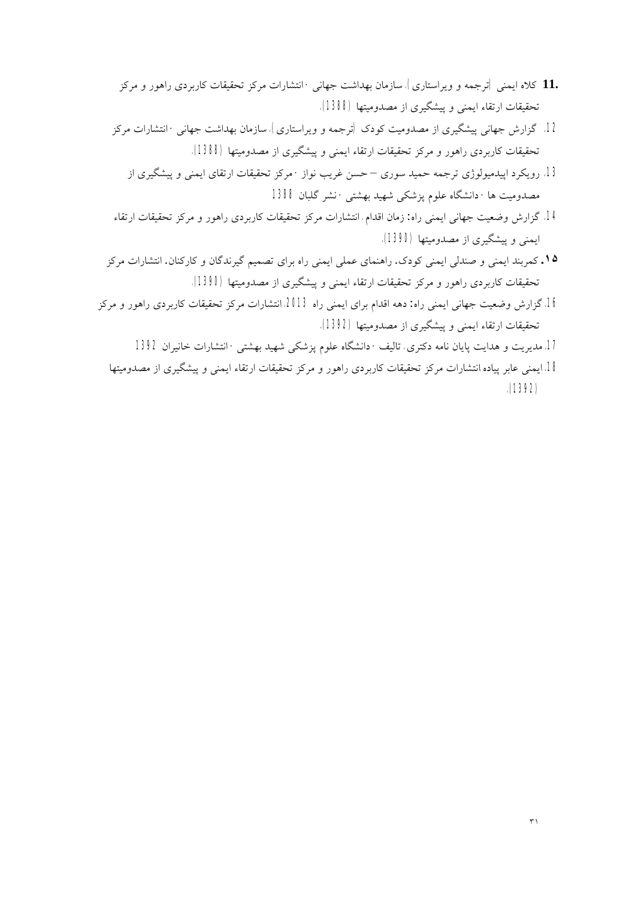11. کلاه ایمنی [ترجمه و ویراستاری]، سازمان بهداشت جهانی ،انتشارات مرکز تحقیقات کاربردی راهور و مرکز تحقیقات ارتقاء ایمنی و پیشگیری از مصدومیتها (1388).

12. گزارش جهانی پیشگیری از مصدومیت کودک [ترجمه و ویراستاری]، سازمان بهداشت جهانی ،انتشارات مرکز تحقیقات کاربردی راهور و مرکز تحقیقات ارتقاء ایمنی و پیشگیری از مصدومیتها (1388).

13. رویکرد اپیدمیولوژی ترجمه حمید سوری – حسن غریب نواز ،مرکز تحقیقات ارتقای ایمنی و پیشگیری از مصدومیت ها ،دانشگاه علوم پزشکی شهید بهشتی ،نشر گلبان 1388

14. گزارش وضعیت جهانی ایمنی راه: زمان اقدام. انتشارات مرکز تحقیقات کاربردی راهور و مرکز تحقیقات ارتقاء ایمنی و پیشگیری از مصدومیتها (1390).

15. کمربند ایمنی و صندلی ایمنی کودک. راهنمای عملی ایمنی راه برای تصمیم گیرندگان و کارکنان. انتشارات مرکز تحقیقات کاربردی راهور و مرکز تحقیقات ارتقاء ایمنی و پیشگیری از مصدومیتها (1390).

16. گزارش وضعیت جهانی ایمنی راه: دهه اقدام برای ایمنی راه 2013. انتشارات مرکز تحقیقات کاربردی راهور و مرکز تحقیقات ارتقاء ایمنی و پیشگیری از مصدومیتها (1392).

17. مدیریت و هدایت پایان نامه دکتری، تالیف ،دانشگاه علوم پزشکی شهید بهشتی ،انتشارات خانیران 1392

18. ایمنی عابر پیاده انتشارات مرکز تحقیقات کاربردی راهور و مرکز تحقیقات ارتقاء ایمنی و پیشگیری از مصدومیتها (1392).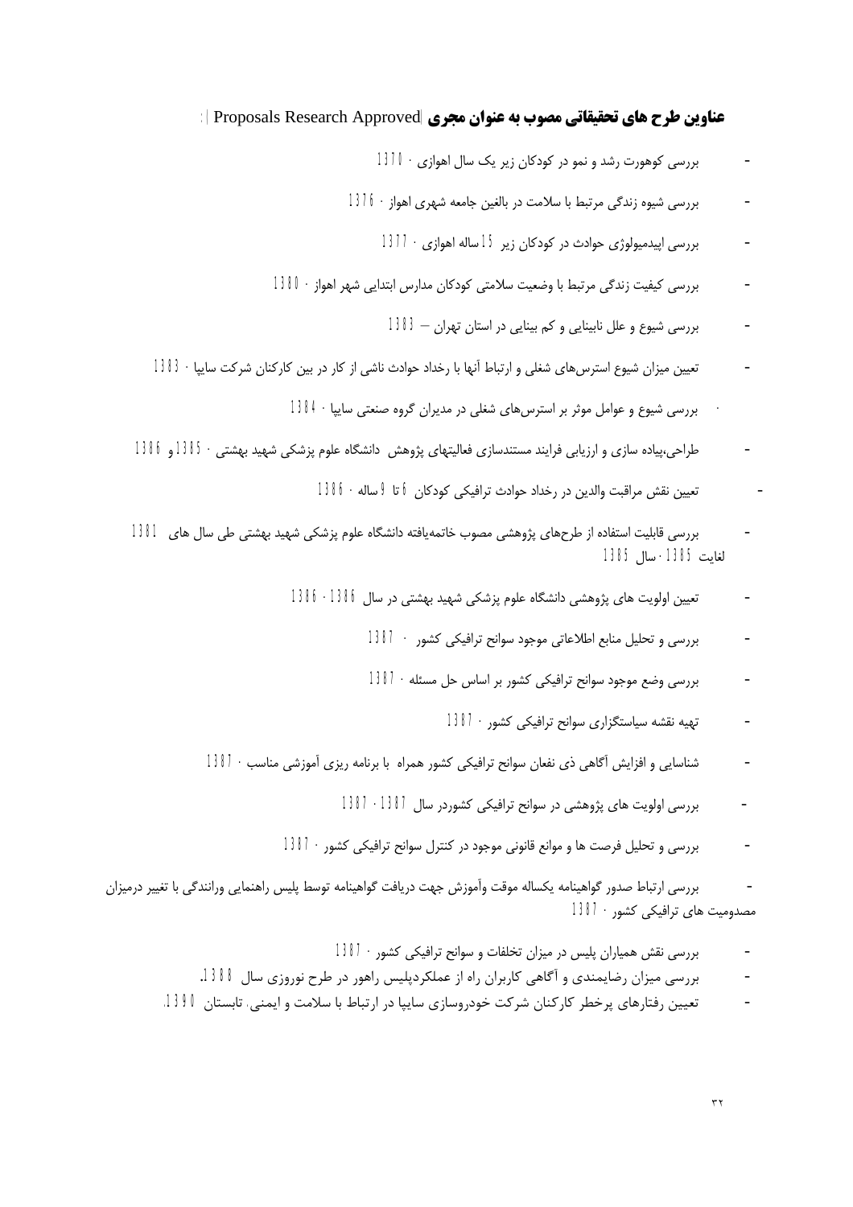## عناوین طرح های تحقیقاتی مصوب به عنوان مجری |Approved Research Proposals| :

- بررسی کوهورت رشد و نمو در کودکان زیر یک سال اهوازی ۱۳۷۰
- بررسی شیوه زندگی مرتبط با سلامت در بالغین جامعه شهری اهواز ۱۳۷۶
- بررسی اپیدمیولوژی حوادث در کودکان زیر ۱۵ ساله اهوازی ۱۳۷۷
- بررسی کیفیت زندگی مرتبط با وضعیت سلامتی کودکان مدارس ابتدایی شهر اهواز ۱۳۸۰
- بررسی شیوع و علل نابینایی و کم بینایی در استان تهران – ۱۳۸۳
- تعیین میزان شیوع استرس‌های شغلی و ارتباط آنها با رخداد حوادث ناشی از کار در بین کارکنان شرکت سایپا ۱۳۸۳
- بررسی شیوع و عوامل موثر بر استرس‌های شغلی در مدیران گروه صنعتی سایپا ۱۳۸۴
- طراحی،پیاده سازی و ارزیابی فرایند مستندسازی فعالیتهای پژوهش دانشگاه علوم پزشکی شهید بهشتی ۱۳۸۵ و ۱۳۸۶
- تعیین نقش مراقبت والدین در رخداد حوادث ترافیکی کودکان ۶ تا ۹ ساله ۱۳۸۶
- بررسی قابلیت استفاده از طرح‌های پژوهشی مصوب خاتمه‌یافته دانشگاه علوم پزشکی شهید بهشتی طی سال های ۱۳۸۱ لغایت ۱۳۸۵ سال ۱۳۸۵
- تعیین اولویت های پژوهشی دانشگاه علوم پزشکی شهید بهشتی در سال ۱۳۸۶-۱۳۸۶
- بررسی و تحلیل منابع اطلاعاتی موجود سوانح ترافیکی کشور ۱۳۸۷
- بررسی وضع موجود سوانح ترافیکی کشور بر اساس حل مسئله ۱۳۸۷
- تهیه نقشه سیاستگزاری سوانح ترافیکی کشور ۱۳۸۷
- شناسایی و افزایش آگاهی ذی نفعان سوانح ترافیکی کشور همراه با برنامه ریزی آموزشی مناسب ۱۳۸۷
- بررسی اولویت های پژوهشی در سوانح ترافیکی کشوردر سال ۱۳۸۷-۱۳۸۷
- بررسی و تحلیل فرصت ها و موانع قانونی موجود در کنترل سوانح ترافیکی کشور ۱۳۸۷
- بررسی ارتباط صدور گواهینامه یکساله موقت وآموزش جهت دریافت گواهینامه توسط پلیس راهنمایی ورانندگی با تغییر درمیزان مصدومیت های ترافیکی کشور ۱۳۸۷
- بررسی نقش همیاران پلیس در میزان تخلفات و سوانح ترافیکی کشور ۱۳۸۷
- بررسی میزان رضایمندی و آگاهی کاربران راه از عملکردپلیس راهور در طرح نوروزی سال ۱۳۸۸.
- تعیین رفتارهای پرخطر کارکنان شرکت خودروسازی سایپا در ارتباط با سلامت و ایمنی، تابستان ۱۳۹۰.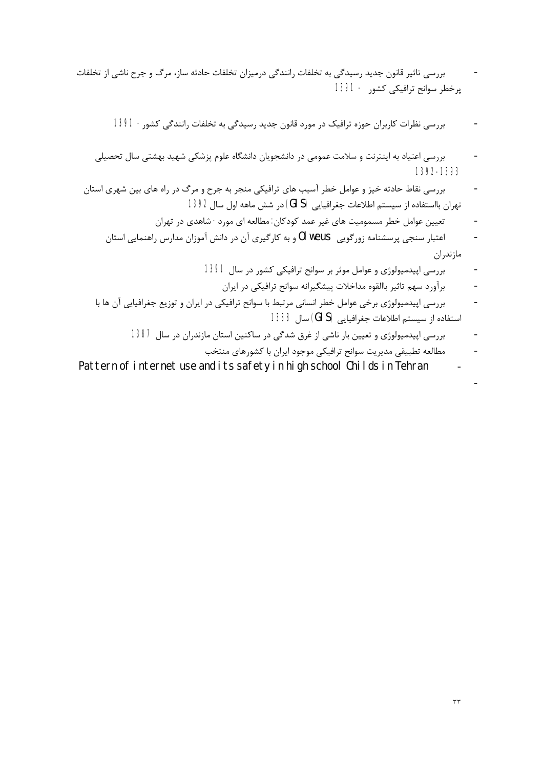- بررسی تاثیر قانون جدید رسیدگی به تخلفات رانندگی درمیزان تخلفات حادثه ساز، مرگ و جرح ناشی از تخلفات پرخطر سوانح ترافیکی کشور ۱۳۹۱
- بررسی نظرات کاربران حوزه ترافیک در مورد قانون جدید رسیدگی به تخلفات رانندگی کشور ۱۳۹۱
- بررسی اعتیاد به اینترنت و سلامت عمومی در دانشجویان دانشگاه علوم پزشکی شهید بهشتی سال تحصیلی ۱۳۹۲-۱۳۹۳
- بررسی نقاط حادثه خیز و عوامل خطر آسیب های ترافیکی منجر به جرح و مرگ در راه های بین شهری استان تهران بااستفاده از سیستم اطلاعات جغرافیایی (GIS) در شش ماهه اول سال ۱۳۹۲
- تعیین عوامل خطر مسمومیت های غیر عمد کودکان: مطالعه ای مورد - شاهدی در تهران
- اعتبار سنجی پرسشنامه زورگویی Olweus و به کارگیری آن در دانش آموزان مدارس راهنمایی استان مازندران
- بررسی اپیدمیولوژی و عوامل موثر بر سوانح ترافیکی کشور در سال ۱۳۹۱
- برآورد سهم تاثیر باالقوه مداخلات پیشگیرانه سوانح ترافیکی در ایران
- بررسی اپیدمیولوژی برخی عوامل خطر انسانی مرتبط با سوانح ترافیکی در ایران و توزیع جغرافیایی آن ها با استفاده از سیستم اطلاعات جغرافیایی (GIS) سال ۱۳۸۸
- بررسی اپیدمیولوژی و تعیین بار ناشی از غرق شدگی در ساکنین استان مازندران در سال ۱۳۸۷
- مطالعه تطبیقی مدیریت سوانح ترافیکی موجود ایران با کشورهای منتخب
- Pattern of internet use and its safety in high school Childs in Tehran
-